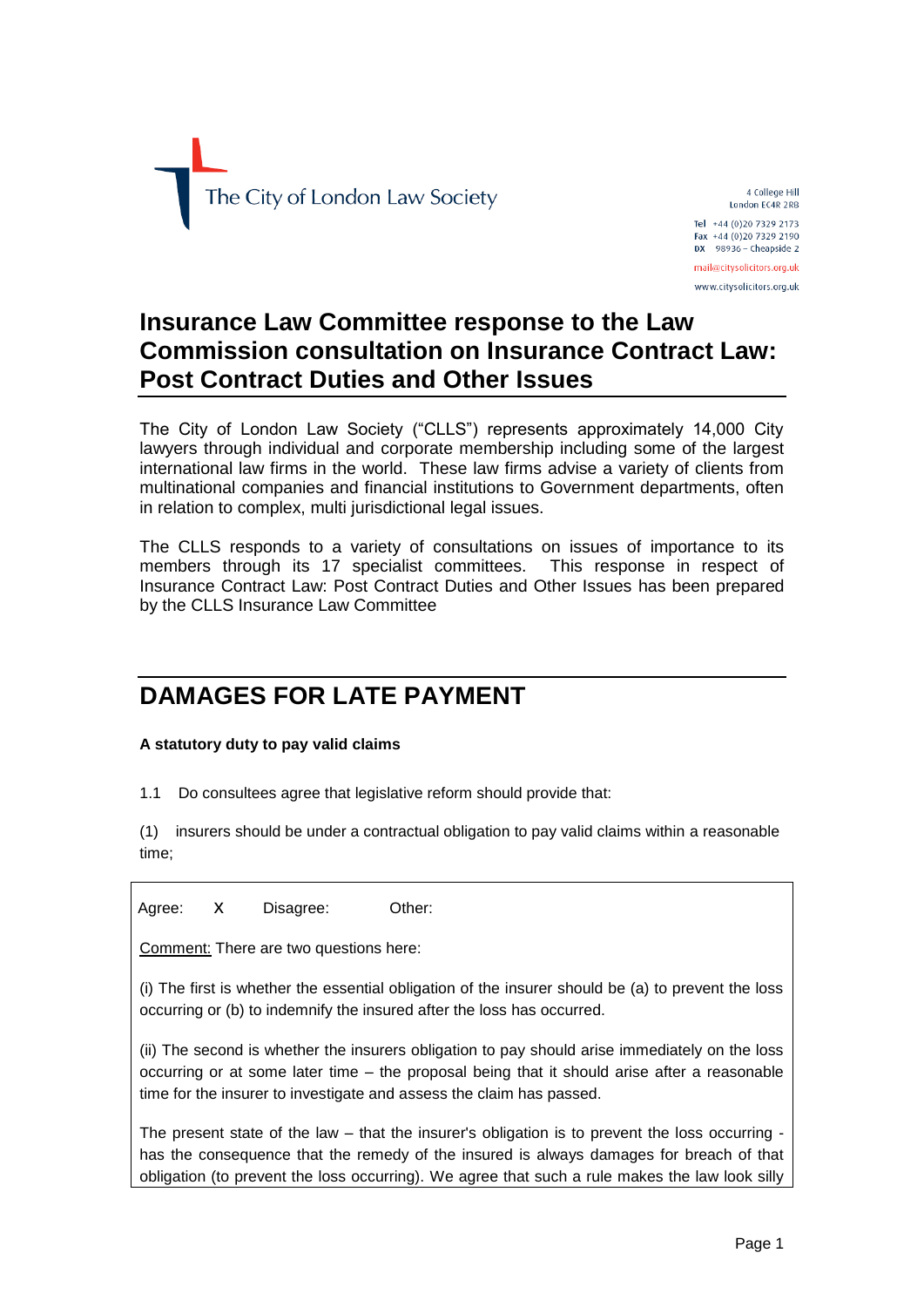The City of London Law Society

4 College Hill
London EC4R 2RB

Tel +44 (0)20 7329 2173
Fax +44 (0)20 7329 2190
DX 98936 – Cheapside 2

mail@citysolicitors.org.uk

www.citysolicitors.org.uk

# Insurance Law Committee response to the Law Commission consultation on Insurance Contract Law: Post Contract Duties and Other Issues

The City of London Law Society ("CLLS") represents approximately 14,000 City lawyers through individual and corporate membership including some of the largest international law firms in the world. These law firms advise a variety of clients from multinational companies and financial institutions to Government departments, often in relation to complex, multi jurisdictional legal issues.

The CLLS responds to a variety of consultations on issues of importance to its members through its 17 specialist committees. This response in respect of Insurance Contract Law: Post Contract Duties and Other Issues has been prepared by the CLLS Insurance Law Committee

## DAMAGES FOR LATE PAYMENT

**A statutory duty to pay valid claims**

1.1 Do consultees agree that legislative reform should provide that:

(1) insurers should be under a contractual obligation to pay valid claims within a reasonable time;

Agree: X Disagree: Other:

Comment: There are two questions here:

(i) The first is whether the essential obligation of the insurer should be (a) to prevent the loss occurring or (b) to indemnify the insured after the loss has occurred.

(ii) The second is whether the insurers obligation to pay should arise immediately on the loss occurring or at some later time – the proposal being that it should arise after a reasonable time for the insurer to investigate and assess the claim has passed.

The present state of the law – that the insurer's obligation is to prevent the loss occurring - has the consequence that the remedy of the insured is always damages for breach of that obligation (to prevent the loss occurring). We agree that such a rule makes the law look silly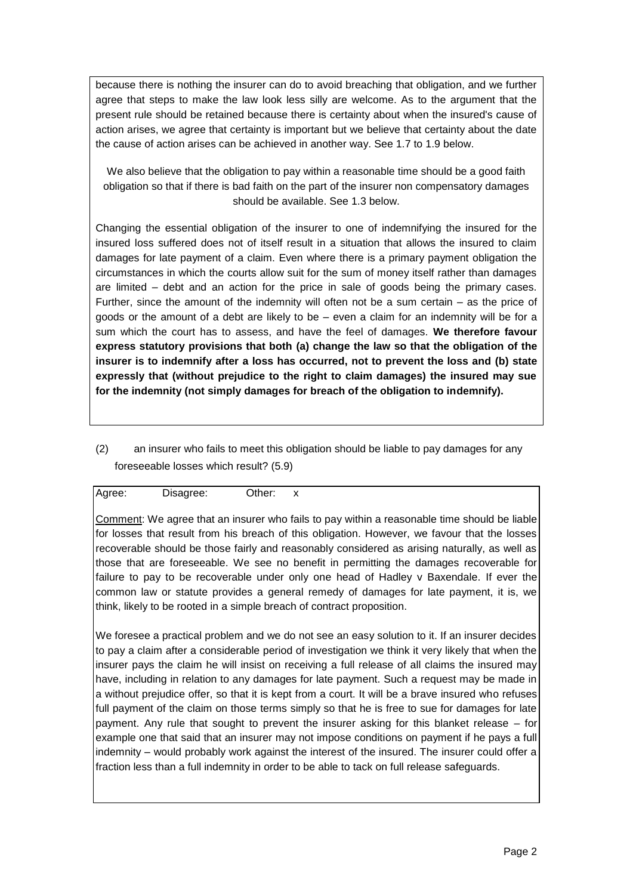because there is nothing the insurer can do to avoid breaching that obligation, and we further agree that steps to make the law look less silly are welcome. As to the argument that the present rule should be retained because there is certainty about when the insured's cause of action arises, we agree that certainty is important but we believe that certainty about the date the cause of action arises can be achieved in another way. See 1.7 to 1.9 below.

We also believe that the obligation to pay within a reasonable time should be a good faith obligation so that if there is bad faith on the part of the insurer non compensatory damages should be available. See 1.3 below.

Changing the essential obligation of the insurer to one of indemnifying the insured for the insured loss suffered does not of itself result in a situation that allows the insured to claim damages for late payment of a claim. Even where there is a primary payment obligation the circumstances in which the courts allow suit for the sum of money itself rather than damages are limited – debt and an action for the price in sale of goods being the primary cases. Further, since the amount of the indemnity will often not be a sum certain – as the price of goods or the amount of a debt are likely to be – even a claim for an indemnity will be for a sum which the court has to assess, and have the feel of damages. **We therefore favour express statutory provisions that both (a) change the law so that the obligation of the insurer is to indemnify after a loss has occurred, not to prevent the loss and (b) state expressly that (without prejudice to the right to claim damages) the insured may sue for the indemnity (not simply damages for breach of the obligation to indemnify).**

(2) an insurer who fails to meet this obligation should be liable to pay damages for any foreseeable losses which result? (5.9)

Agree: Disagree: Other: x

Comment: We agree that an insurer who fails to pay within a reasonable time should be liable for losses that result from his breach of this obligation. However, we favour that the losses recoverable should be those fairly and reasonably considered as arising naturally, as well as those that are foreseeable. We see no benefit in permitting the damages recoverable for failure to pay to be recoverable under only one head of Hadley v Baxendale. If ever the common law or statute provides a general remedy of damages for late payment, it is, we think, likely to be rooted in a simple breach of contract proposition.

We foresee a practical problem and we do not see an easy solution to it. If an insurer decides to pay a claim after a considerable period of investigation we think it very likely that when the insurer pays the claim he will insist on receiving a full release of all claims the insured may have, including in relation to any damages for late payment. Such a request may be made in a without prejudice offer, so that it is kept from a court. It will be a brave insured who refuses full payment of the claim on those terms simply so that he is free to sue for damages for late payment. Any rule that sought to prevent the insurer asking for this blanket release – for example one that said that an insurer may not impose conditions on payment if he pays a full indemnity – would probably work against the interest of the insured. The insurer could offer a fraction less than a full indemnity in order to be able to tack on full release safeguards.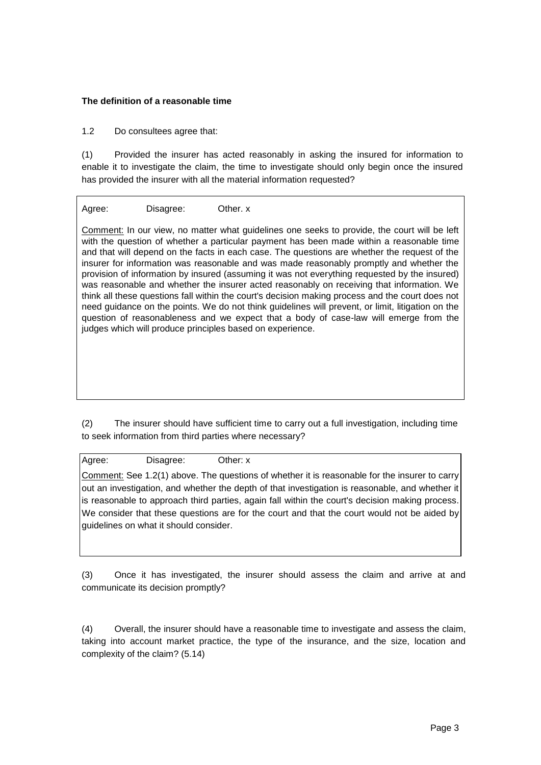**The definition of a reasonable time**

1.2 Do consultees agree that:

(1) Provided the insurer has acted reasonably in asking the insured for information to enable it to investigate the claim, the time to investigate should only begin once the insured has provided the insurer with all the material information requested?

Agree: Disagree: Other. x

Comment: In our view, no matter what guidelines one seeks to provide, the court will be left with the question of whether a particular payment has been made within a reasonable time and that will depend on the facts in each case. The questions are whether the request of the insurer for information was reasonable and was made reasonably promptly and whether the provision of information by insured (assuming it was not everything requested by the insured) was reasonable and whether the insurer acted reasonably on receiving that information. We think all these questions fall within the court's decision making process and the court does not need guidance on the points. We do not think guidelines will prevent, or limit, litigation on the question of reasonableness and we expect that a body of case-law will emerge from the judges which will produce principles based on experience.

(2) The insurer should have sufficient time to carry out a full investigation, including time to seek information from third parties where necessary?

Agree: Disagree: Other: x

Comment: See 1.2(1) above. The questions of whether it is reasonable for the insurer to carry out an investigation, and whether the depth of that investigation is reasonable, and whether it is reasonable to approach third parties, again fall within the court's decision making process. We consider that these questions are for the court and that the court would not be aided by guidelines on what it should consider.

(3) Once it has investigated, the insurer should assess the claim and arrive at and communicate its decision promptly?

(4) Overall, the insurer should have a reasonable time to investigate and assess the claim, taking into account market practice, the type of the insurance, and the size, location and complexity of the claim? (5.14)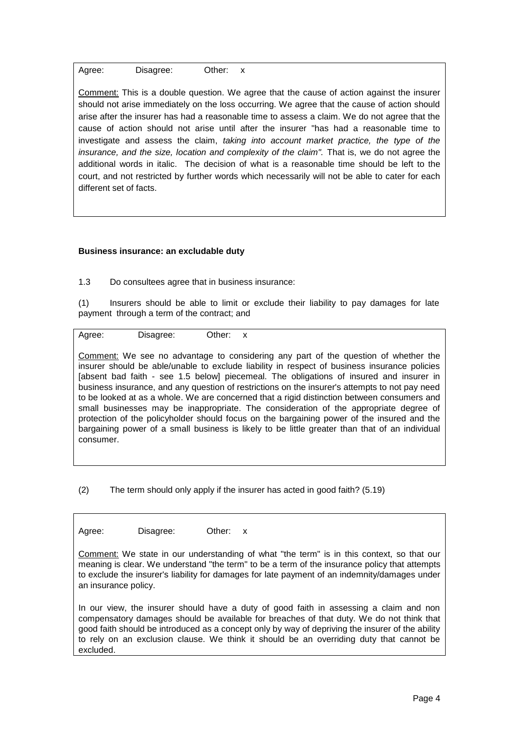Agree: Disagree: Other: x

Comment: This is a double question. We agree that the cause of action against the insurer should not arise immediately on the loss occurring. We agree that the cause of action should arise after the insurer has had a reasonable time to assess a claim. We do not agree that the cause of action should not arise until after the insurer "has had a reasonable time to investigate and assess the claim, *taking into account market practice, the type of the insurance, and the size, location and complexity of the claim".* That is, we do not agree the additional words in italic. The decision of what is a reasonable time should be left to the court, and not restricted by further words which necessarily will not be able to cater for each different set of facts.

**Business insurance: an excludable duty**

1.3 Do consultees agree that in business insurance:

(1) Insurers should be able to limit or exclude their liability to pay damages for late payment through a term of the contract; and

Agree: Disagree: Other: x

Comment: We see no advantage to considering any part of the question of whether the insurer should be able/unable to exclude liability in respect of business insurance policies [absent bad faith - see 1.5 below] piecemeal. The obligations of insured and insurer in business insurance, and any question of restrictions on the insurer's attempts to not pay need to be looked at as a whole. We are concerned that a rigid distinction between consumers and small businesses may be inappropriate. The consideration of the appropriate degree of protection of the policyholder should focus on the bargaining power of the insured and the bargaining power of a small business is likely to be little greater than that of an individual consumer.

(2) The term should only apply if the insurer has acted in good faith? (5.19)

Agree: Disagree: Other: x

Comment: We state in our understanding of what "the term" is in this context, so that our meaning is clear. We understand "the term" to be a term of the insurance policy that attempts to exclude the insurer's liability for damages for late payment of an indemnity/damages under an insurance policy.

In our view, the insurer should have a duty of good faith in assessing a claim and non compensatory damages should be available for breaches of that duty. We do not think that good faith should be introduced as a concept only by way of depriving the insurer of the ability to rely on an exclusion clause. We think it should be an overriding duty that cannot be excluded.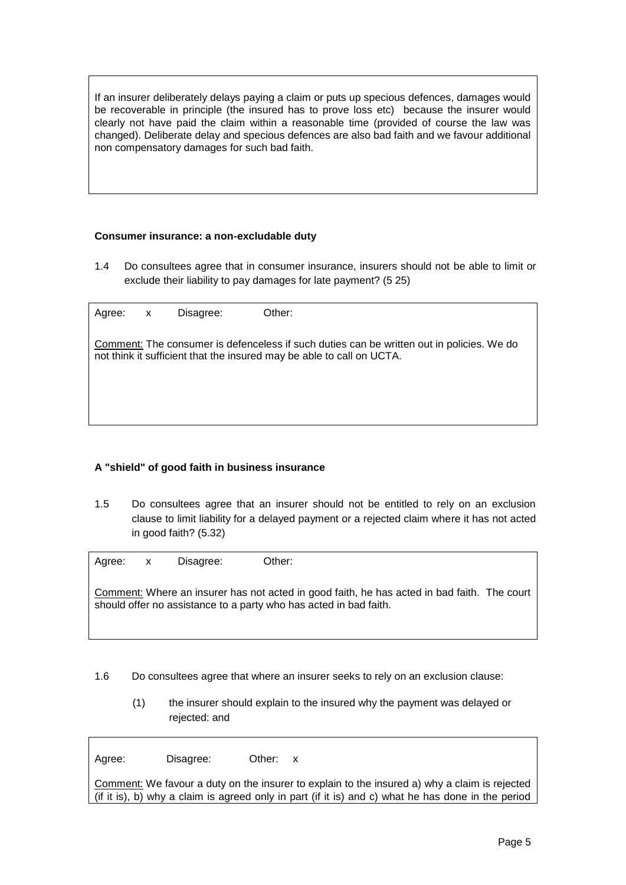If an insurer deliberately delays paying a claim or puts up specious defences, damages would be recoverable in principle (the insured has to prove loss etc) because the insurer would clearly not have paid the claim within a reasonable time (provided of course the law was changed). Deliberate delay and specious defences are also bad faith and we favour additional non compensatory damages for such bad faith.

**Consumer insurance: a non-excludable duty**

1.4 Do consultees agree that in consumer insurance, insurers should not be able to limit or exclude their liability to pay damages for late payment? (5 25)

Agree: x Disagree: Other:

Comment: The consumer is defenceless if such duties can be written out in policies. We do not think it sufficient that the insured may be able to call on UCTA.

**A "shield" of good faith in business insurance**

1.5 Do consultees agree that an insurer should not be entitled to rely on an exclusion clause to limit liability for a delayed payment or a rejected claim where it has not acted in good faith? (5.32)

Agree: x Disagree: Other:

Comment: Where an insurer has not acted in good faith, he has acted in bad faith. The court should offer no assistance to a party who has acted in bad faith.

1.6 Do consultees agree that where an insurer seeks to rely on an exclusion clause:

(1) the insurer should explain to the insured why the payment was delayed or rejected: and

Agree: Disagree: Other: x

Comment: We favour a duty on the insurer to explain to the insured a) why a claim is rejected (if it is), b) why a claim is agreed only in part (if it is) and c) what he has done in the period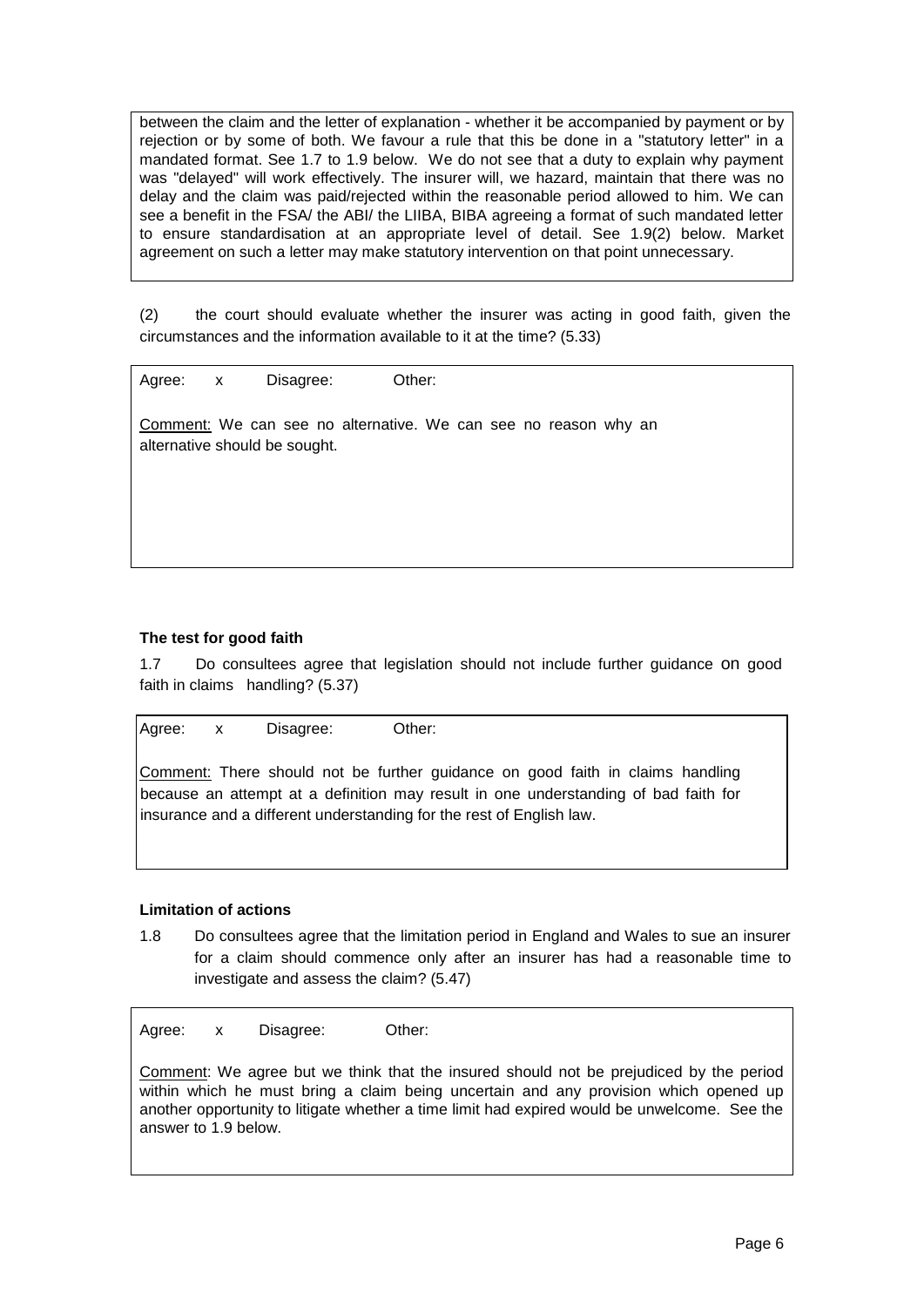between the claim and the letter of explanation - whether it be accompanied by payment or by rejection or by some of both. We favour a rule that this be done in a "statutory letter" in a mandated format. See 1.7 to 1.9 below. We do not see that a duty to explain why payment was "delayed" will work effectively. The insurer will, we hazard, maintain that there was no delay and the claim was paid/rejected within the reasonable period allowed to him. We can see a benefit in the FSA/ the ABI/ the LIIBA, BIBA agreeing a format of such mandated letter to ensure standardisation at an appropriate level of detail. See 1.9(2) below. Market agreement on such a letter may make statutory intervention on that point unnecessary.

(2) the court should evaluate whether the insurer was acting in good faith, given the circumstances and the information available to it at the time? (5.33)

Agree: x Disagree: Other:

Comment: We can see no alternative. We can see no reason why an alternative should be sought.

**The test for good faith**

1.7 Do consultees agree that legislation should not include further guidance on good faith in claims handling? (5.37)

Agree: x Disagree: Other:

Comment: There should not be further guidance on good faith in claims handling because an attempt at a definition may result in one understanding of bad faith for insurance and a different understanding for the rest of English law.

**Limitation of actions**

1.8 Do consultees agree that the limitation period in England and Wales to sue an insurer for a claim should commence only after an insurer has had a reasonable time to investigate and assess the claim? (5.47)

Agree: x Disagree: Other:

Comment: We agree but we think that the insured should not be prejudiced by the period within which he must bring a claim being uncertain and any provision which opened up another opportunity to litigate whether a time limit had expired would be unwelcome. See the answer to 1.9 below.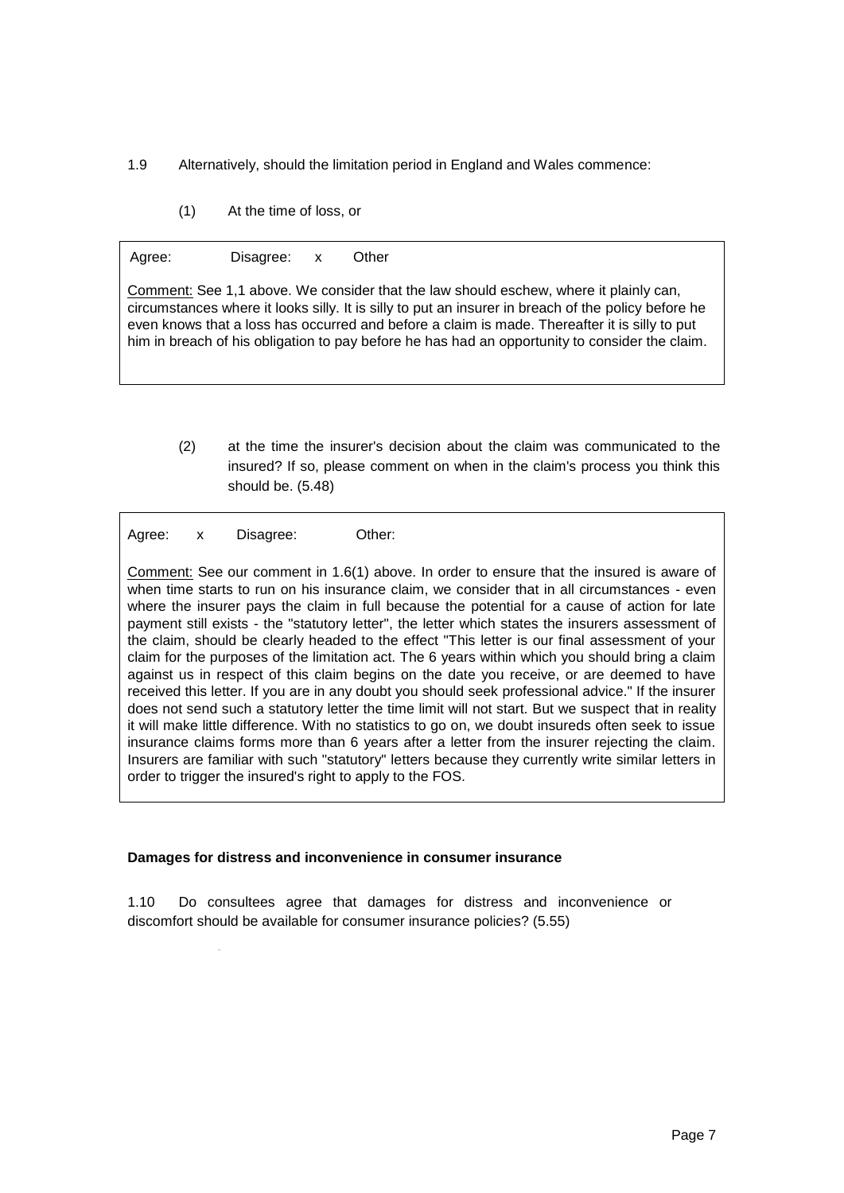1.9 Alternatively, should the limitation period in England and Wales commence:

(1) At the time of loss, or

Agree: Disagree: x Other

Comment: See 1,1 above. We consider that the law should eschew, where it plainly can, circumstances where it looks silly. It is silly to put an insurer in breach of the policy before he even knows that a loss has occurred and before a claim is made. Thereafter it is silly to put him in breach of his obligation to pay before he has had an opportunity to consider the claim.

(2) at the time the insurer's decision about the claim was communicated to the insured? If so, please comment on when in the claim's process you think this should be. (5.48)

Agree: x Disagree: Other:

Comment: See our comment in 1.6(1) above. In order to ensure that the insured is aware of when time starts to run on his insurance claim, we consider that in all circumstances - even where the insurer pays the claim in full because the potential for a cause of action for late payment still exists - the "statutory letter", the letter which states the insurers assessment of the claim, should be clearly headed to the effect "This letter is our final assessment of your claim for the purposes of the limitation act. The 6 years within which you should bring a claim against us in respect of this claim begins on the date you receive, or are deemed to have received this letter. If you are in any doubt you should seek professional advice." If the insurer does not send such a statutory letter the time limit will not start. But we suspect that in reality it will make little difference. With no statistics to go on, we doubt insureds often seek to issue insurance claims forms more than 6 years after a letter from the insurer rejecting the claim. Insurers are familiar with such "statutory" letters because they currently write similar letters in order to trigger the insured's right to apply to the FOS.

**Damages for distress and inconvenience in consumer insurance**

1.10 Do consultees agree that damages for distress and inconvenience or discomfort should be available for consumer insurance policies? (5.55)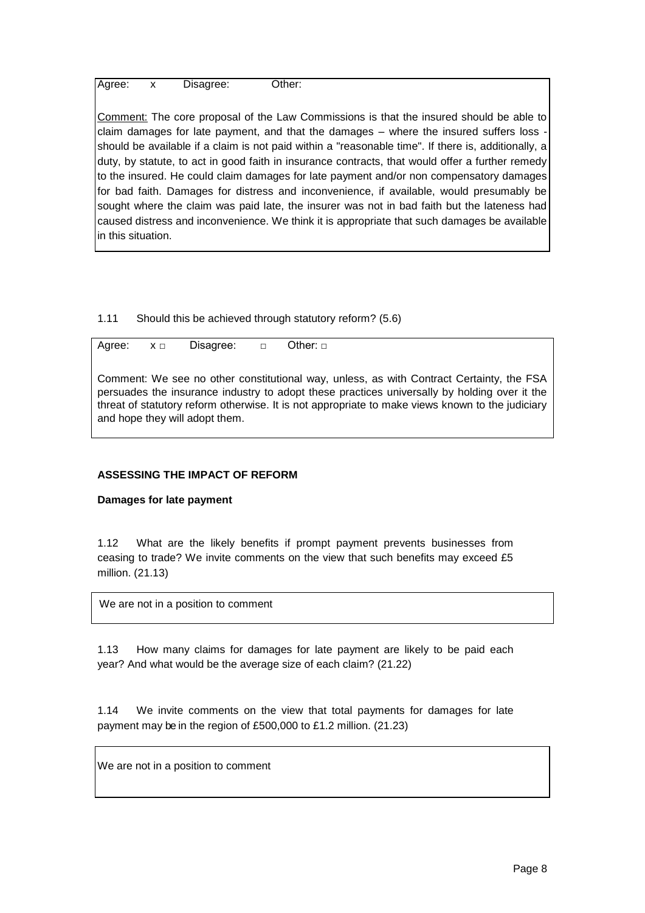Agree: x Disagree: Other:

Comment: The core proposal of the Law Commissions is that the insured should be able to claim damages for late payment, and that the damages – where the insured suffers loss - should be available if a claim is not paid within a "reasonable time". If there is, additionally, a duty, by statute, to act in good faith in insurance contracts, that would offer a further remedy to the insured. He could claim damages for late payment and/or non compensatory damages for bad faith. Damages for distress and inconvenience, if available, would presumably be sought where the claim was paid late, the insurer was not in bad faith but the lateness had caused distress and inconvenience. We think it is appropriate that such damages be available in this situation.

1.11 Should this be achieved through statutory reform? (5.6)

Agree: x □ Disagree: □ Other: □

Comment: We see no other constitutional way, unless, as with Contract Certainty, the FSA persuades the insurance industry to adopt these practices universally by holding over it the threat of statutory reform otherwise. It is not appropriate to make views known to the judiciary and hope they will adopt them.

**ASSESSING THE IMPACT OF REFORM**

**Damages for late payment**

1.12 What are the likely benefits if prompt payment prevents businesses from ceasing to trade? We invite comments on the view that such benefits may exceed £5 million. (21.13)

We are not in a position to comment

1.13 How many claims for damages for late payment are likely to be paid each year? And what would be the average size of each claim? (21.22)

1.14 We invite comments on the view that total payments for damages for late payment may be in the region of £500,000 to £1.2 million. (21.23)

We are not in a position to comment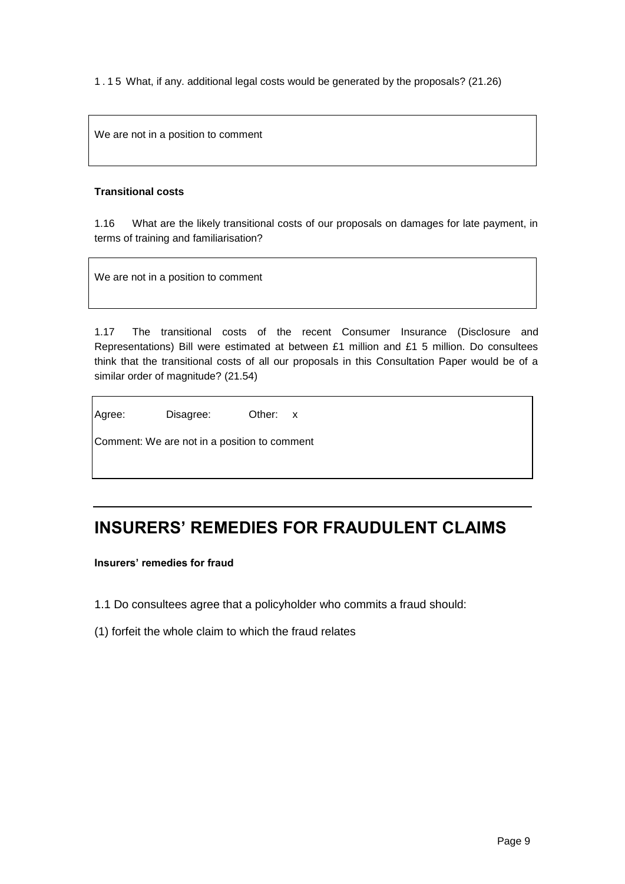1 . 1 5 What, if any. additional legal costs would be generated by the proposals? (21.26)

We are not in a position to comment

**Transitional costs**

1.16 What are the likely transitional costs of our proposals on damages for late payment, in terms of training and familiarisation?

We are not in a position to comment

1.17 The transitional costs of the recent Consumer Insurance (Disclosure and Representations) Bill were estimated at between £1 million and £1 5 million. Do consultees think that the transitional costs of all our proposals in this Consultation Paper would be of a similar order of magnitude? (21.54)

Agree: Disagree: Other: x

Comment: We are not in a position to comment

# INSURERS' REMEDIES FOR FRAUDULENT CLAIMS

**Insurers' remedies for fraud**

1.1 Do consultees agree that a policyholder who commits a fraud should:

(1) forfeit the whole claim to which the fraud relates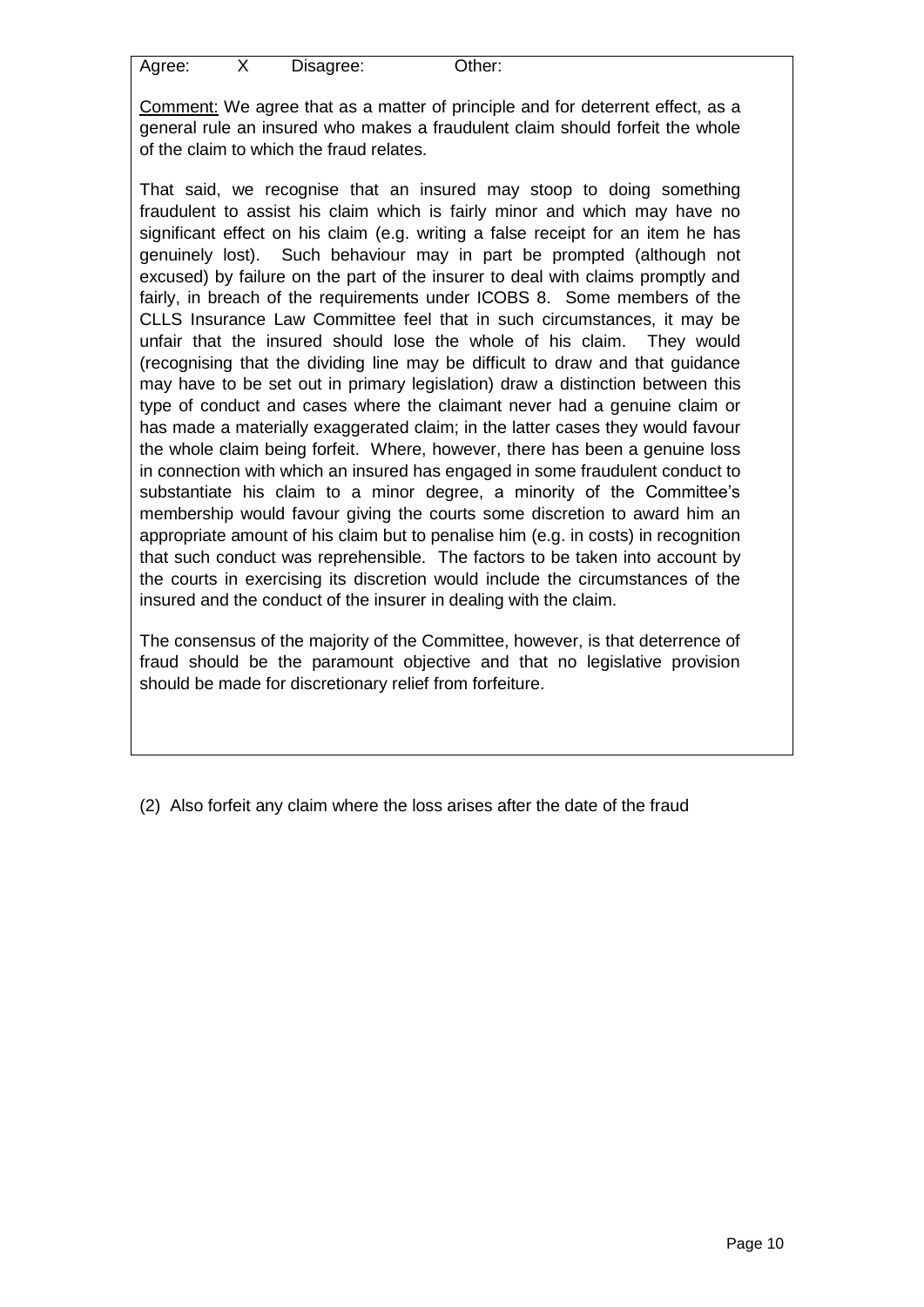| Agree: | X | Disagree: | Other: |
|---|---|---|---|

Comment: We agree that as a matter of principle and for deterrent effect, as a general rule an insured who makes a fraudulent claim should forfeit the whole of the claim to which the fraud relates.

That said, we recognise that an insured may stoop to doing something fraudulent to assist his claim which is fairly minor and which may have no significant effect on his claim (e.g. writing a false receipt for an item he has genuinely lost). Such behaviour may in part be prompted (although not excused) by failure on the part of the insurer to deal with claims promptly and fairly, in breach of the requirements under ICOBS 8. Some members of the CLLS Insurance Law Committee feel that in such circumstances, it may be unfair that the insured should lose the whole of his claim. They would (recognising that the dividing line may be difficult to draw and that guidance may have to be set out in primary legislation) draw a distinction between this type of conduct and cases where the claimant never had a genuine claim or has made a materially exaggerated claim; in the latter cases they would favour the whole claim being forfeit. Where, however, there has been a genuine loss in connection with which an insured has engaged in some fraudulent conduct to substantiate his claim to a minor degree, a minority of the Committee's membership would favour giving the courts some discretion to award him an appropriate amount of his claim but to penalise him (e.g. in costs) in recognition that such conduct was reprehensible. The factors to be taken into account by the courts in exercising its discretion would include the circumstances of the insured and the conduct of the insurer in dealing with the claim.

The consensus of the majority of the Committee, however, is that deterrence of fraud should be the paramount objective and that no legislative provision should be made for discretionary relief from forfeiture.

(2) Also forfeit any claim where the loss arises after the date of the fraud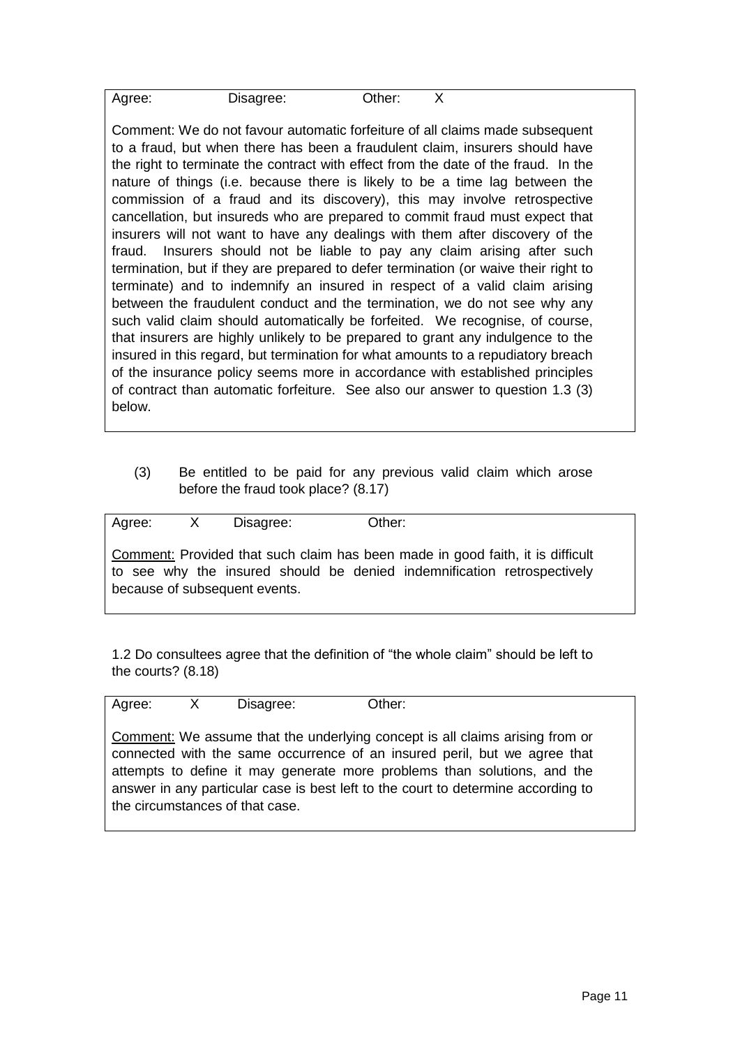| Agree: | Disagree: | Other: X |
|---|---|---|

Comment: We do not favour automatic forfeiture of all claims made subsequent to a fraud, but when there has been a fraudulent claim, insurers should have the right to terminate the contract with effect from the date of the fraud. In the nature of things (i.e. because there is likely to be a time lag between the commission of a fraud and its discovery), this may involve retrospective cancellation, but insureds who are prepared to commit fraud must expect that insurers will not want to have any dealings with them after discovery of the fraud. Insurers should not be liable to pay any claim arising after such termination, but if they are prepared to defer termination (or waive their right to terminate) and to indemnify an insured in respect of a valid claim arising between the fraudulent conduct and the termination, we do not see why any such valid claim should automatically be forfeited. We recognise, of course, that insurers are highly unlikely to be prepared to grant any indulgence to the insured in this regard, but termination for what amounts to a repudiatory breach of the insurance policy seems more in accordance with established principles of contract than automatic forfeiture. See also our answer to question 1.3 (3) below.

(3) Be entitled to be paid for any previous valid claim which arose before the fraud took place? (8.17)

| Agree: X | Disagree: | Other: |
|---|---|---|

Comment: Provided that such claim has been made in good faith, it is difficult to see why the insured should be denied indemnification retrospectively because of subsequent events.

1.2 Do consultees agree that the definition of "the whole claim" should be left to the courts? (8.18)

| Agree: X | Disagree: | Other: |
|---|---|---|

Comment: We assume that the underlying concept is all claims arising from or connected with the same occurrence of an insured peril, but we agree that attempts to define it may generate more problems than solutions, and the answer in any particular case is best left to the court to determine according to the circumstances of that case.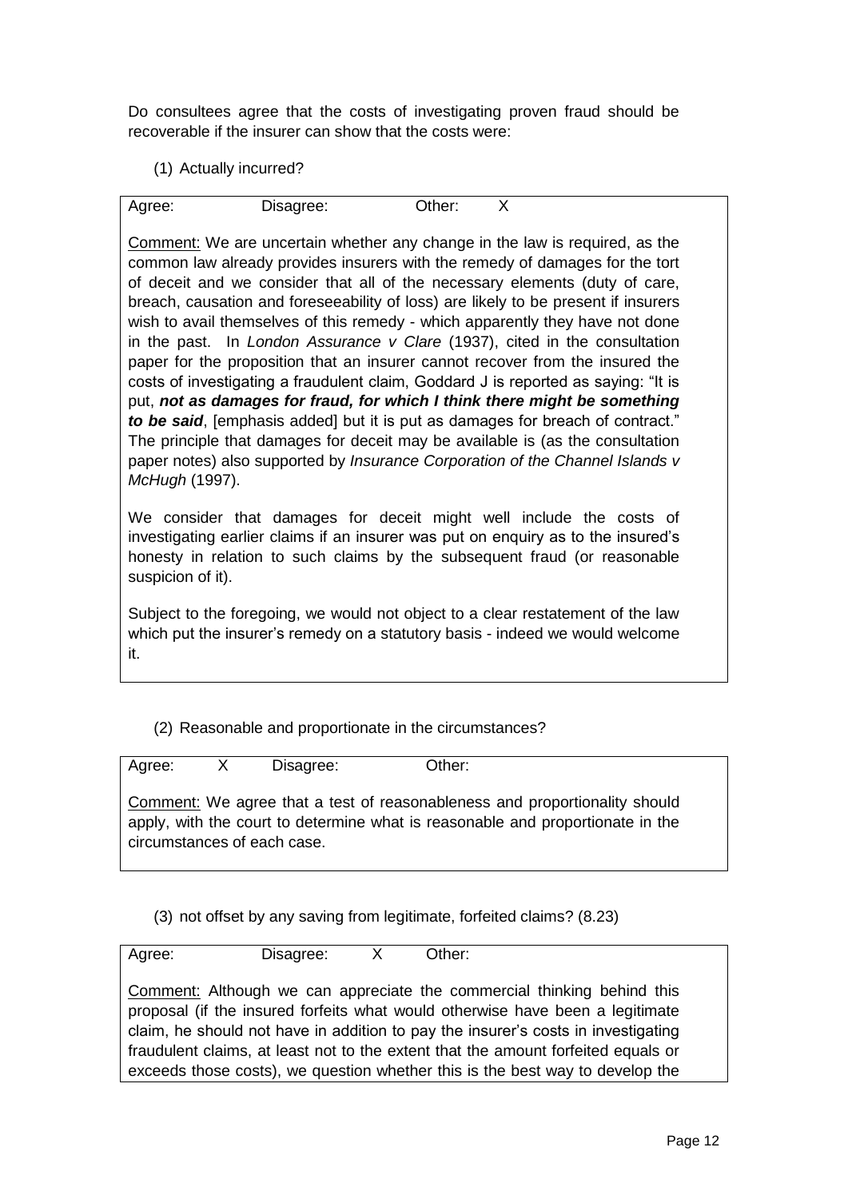Do consultees agree that the costs of investigating proven fraud should be recoverable if the insurer can show that the costs were:

(1) Actually incurred?

| Agree: | Disagree: | Other: X |
|---|---|---|

Comment: We are uncertain whether any change in the law is required, as the common law already provides insurers with the remedy of damages for the tort of deceit and we consider that all of the necessary elements (duty of care, breach, causation and foreseeability of loss) are likely to be present if insurers wish to avail themselves of this remedy - which apparently they have not done in the past. In *London Assurance v Clare* (1937), cited in the consultation paper for the proposition that an insurer cannot recover from the insured the costs of investigating a fraudulent claim, Goddard J is reported as saying: "It is put, ***not as damages for fraud, for which I think there might be something to be said***, [emphasis added] but it is put as damages for breach of contract." The principle that damages for deceit may be available is (as the consultation paper notes) also supported by *Insurance Corporation of the Channel Islands v McHugh* (1997).

We consider that damages for deceit might well include the costs of investigating earlier claims if an insurer was put on enquiry as to the insured's honesty in relation to such claims by the subsequent fraud (or reasonable suspicion of it).

Subject to the foregoing, we would not object to a clear restatement of the law which put the insurer's remedy on a statutory basis - indeed we would welcome it.

(2) Reasonable and proportionate in the circumstances?

| Agree: X | Disagree: | Other: |
|---|---|---|

Comment: We agree that a test of reasonableness and proportionality should apply, with the court to determine what is reasonable and proportionate in the circumstances of each case.

(3) not offset by any saving from legitimate, forfeited claims? (8.23)

| Agree: | Disagree: X | Other: |
|---|---|---|

Comment: Although we can appreciate the commercial thinking behind this proposal (if the insured forfeits what would otherwise have been a legitimate claim, he should not have in addition to pay the insurer's costs in investigating fraudulent claims, at least not to the extent that the amount forfeited equals or exceeds those costs), we question whether this is the best way to develop the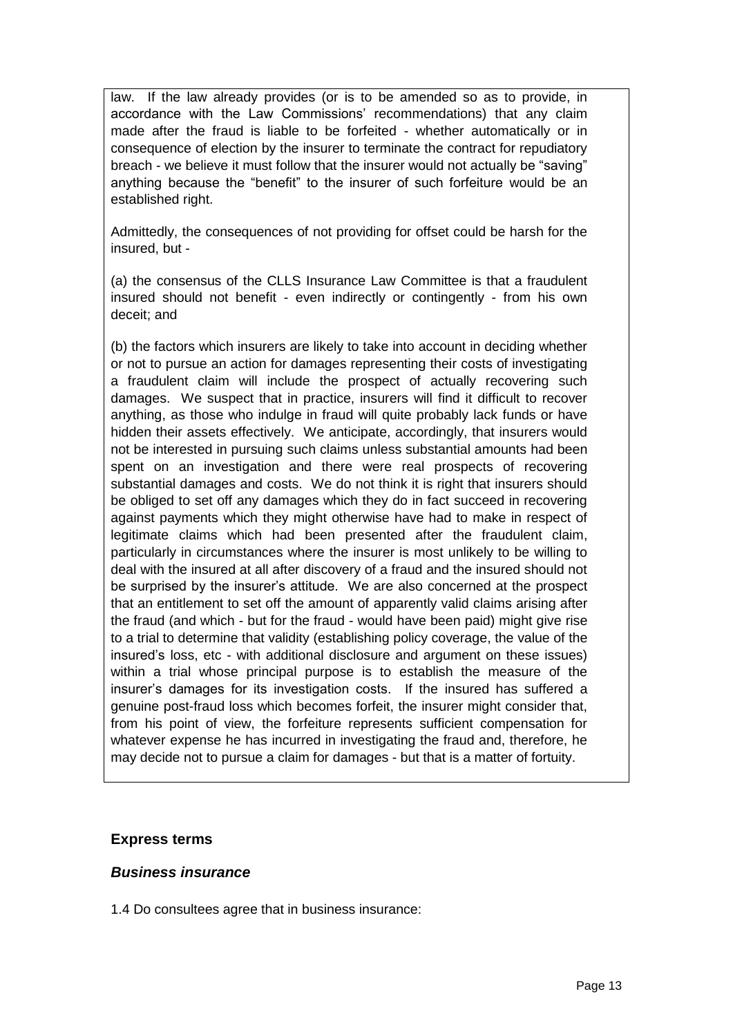law. If the law already provides (or is to be amended so as to provide, in accordance with the Law Commissions' recommendations) that any claim made after the fraud is liable to be forfeited - whether automatically or in consequence of election by the insurer to terminate the contract for repudiatory breach - we believe it must follow that the insurer would not actually be "saving" anything because the "benefit" to the insurer of such forfeiture would be an established right.

Admittedly, the consequences of not providing for offset could be harsh for the insured, but -

(a) the consensus of the CLLS Insurance Law Committee is that a fraudulent insured should not benefit - even indirectly or contingently - from his own deceit; and

(b) the factors which insurers are likely to take into account in deciding whether or not to pursue an action for damages representing their costs of investigating a fraudulent claim will include the prospect of actually recovering such damages. We suspect that in practice, insurers will find it difficult to recover anything, as those who indulge in fraud will quite probably lack funds or have hidden their assets effectively. We anticipate, accordingly, that insurers would not be interested in pursuing such claims unless substantial amounts had been spent on an investigation and there were real prospects of recovering substantial damages and costs. We do not think it is right that insurers should be obliged to set off any damages which they do in fact succeed in recovering against payments which they might otherwise have had to make in respect of legitimate claims which had been presented after the fraudulent claim, particularly in circumstances where the insurer is most unlikely to be willing to deal with the insured at all after discovery of a fraud and the insured should not be surprised by the insurer's attitude. We are also concerned at the prospect that an entitlement to set off the amount of apparently valid claims arising after the fraud (and which - but for the fraud - would have been paid) might give rise to a trial to determine that validity (establishing policy coverage, the value of the insured's loss, etc - with additional disclosure and argument on these issues) within a trial whose principal purpose is to establish the measure of the insurer's damages for its investigation costs. If the insured has suffered a genuine post-fraud loss which becomes forfeit, the insurer might consider that, from his point of view, the forfeiture represents sufficient compensation for whatever expense he has incurred in investigating the fraud and, therefore, he may decide not to pursue a claim for damages - but that is a matter of fortuity.

## Express terms

### *Business insurance*

1.4 Do consultees agree that in business insurance: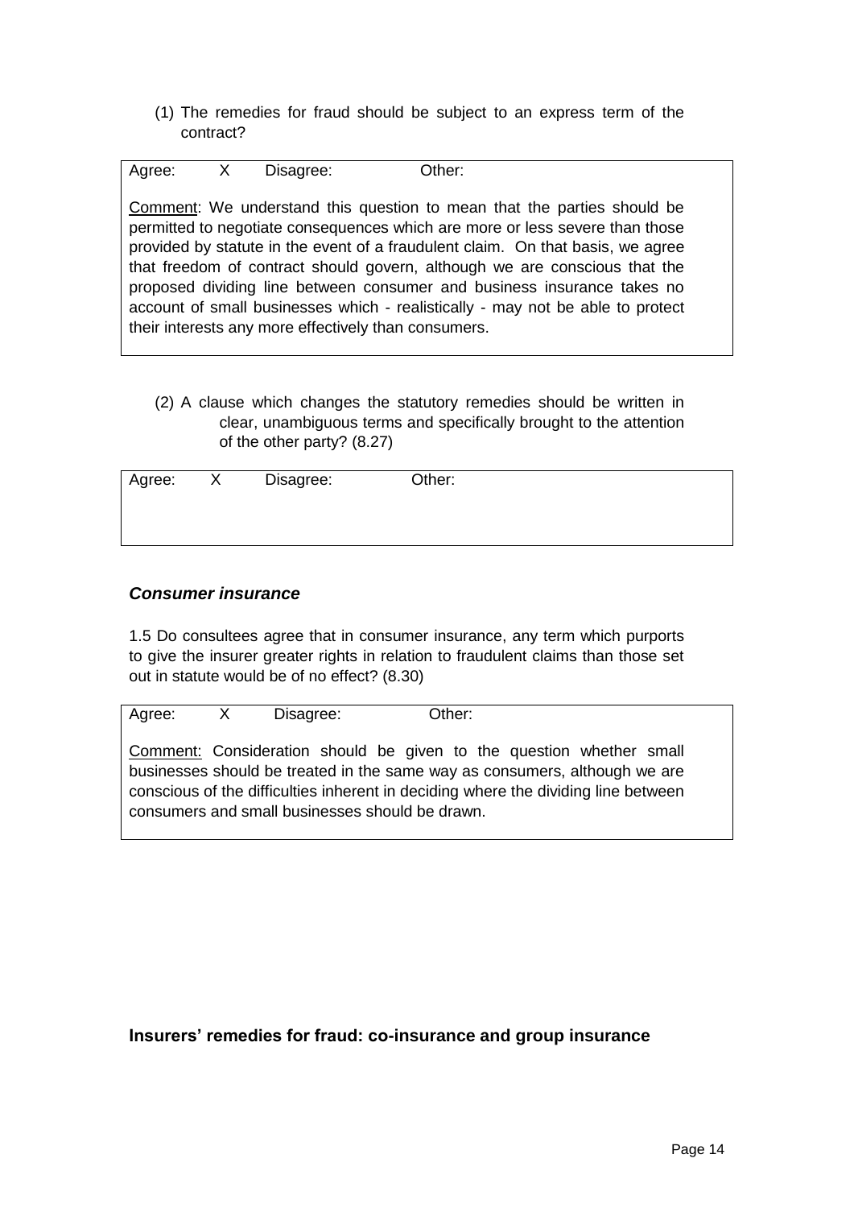(1) The remedies for fraud should be subject to an express term of the contract?

| Agree: X | Disagree: | Other: |
|---|---|---|

Comment: We understand this question to mean that the parties should be permitted to negotiate consequences which are more or less severe than those provided by statute in the event of a fraudulent claim. On that basis, we agree that freedom of contract should govern, although we are conscious that the proposed dividing line between consumer and business insurance takes no account of small businesses which - realistically - may not be able to protect their interests any more effectively than consumers.

(2) A clause which changes the statutory remedies should be written in clear, unambiguous terms and specifically brought to the attention of the other party? (8.27)

| Agree: X | Disagree: | Other: |
|---|---|---|

### *Consumer insurance*

1.5 Do consultees agree that in consumer insurance, any term which purports to give the insurer greater rights in relation to fraudulent claims than those set out in statute would be of no effect? (8.30)

| Agree: X | Disagree: | Other: |
|---|---|---|

Comment: Consideration should be given to the question whether small businesses should be treated in the same way as consumers, although we are conscious of the difficulties inherent in deciding where the dividing line between consumers and small businesses should be drawn.

## Insurers' remedies for fraud: co-insurance and group insurance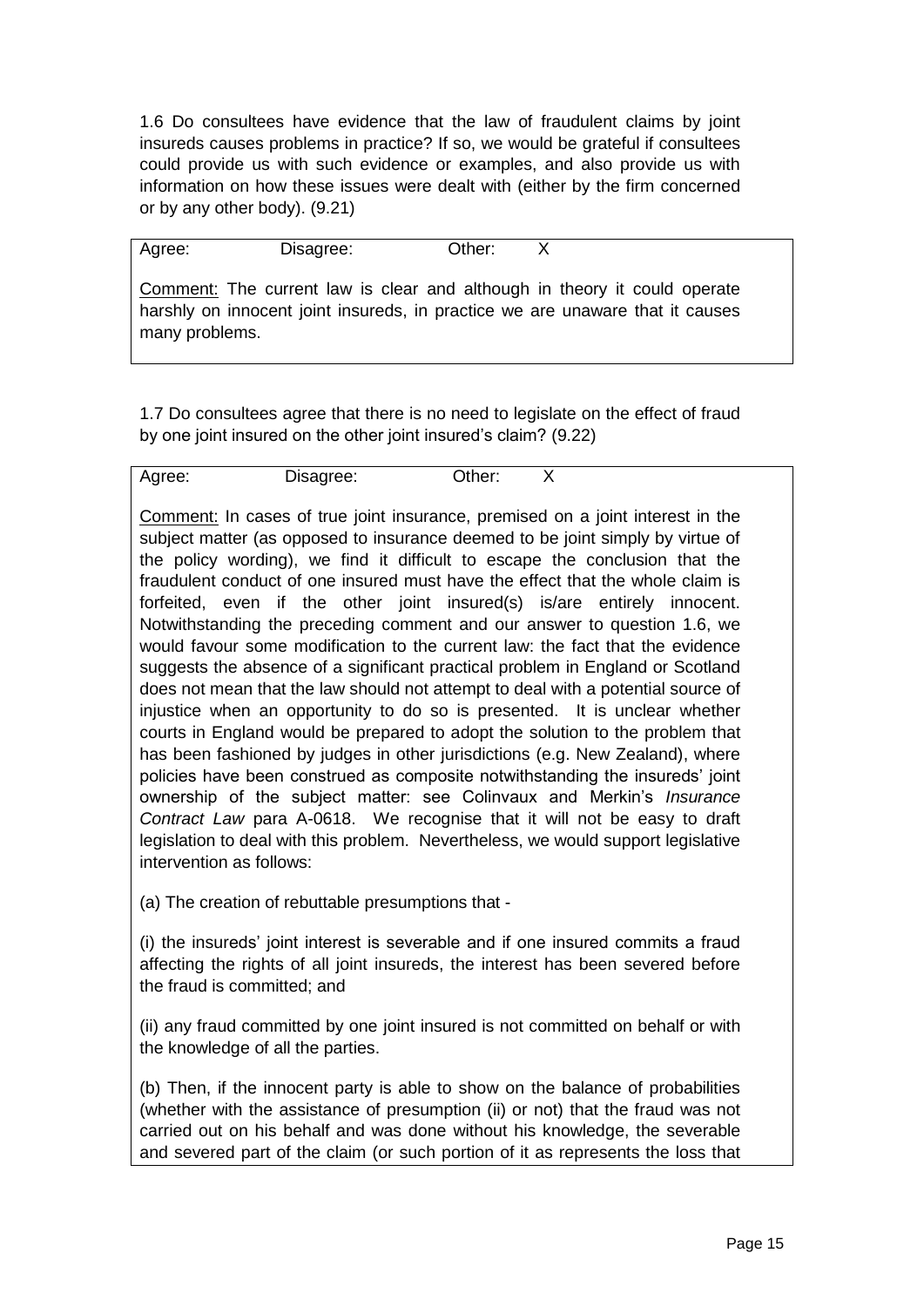1.6 Do consultees have evidence that the law of fraudulent claims by joint insureds causes problems in practice? If so, we would be grateful if consultees could provide us with such evidence or examples, and also provide us with information on how these issues were dealt with (either by the firm concerned or by any other body). (9.21)

| Agree: | Disagree: | Other: X |
|---|---|---|

Comment: The current law is clear and although in theory it could operate harshly on innocent joint insureds, in practice we are unaware that it causes many problems.

1.7 Do consultees agree that there is no need to legislate on the effect of fraud by one joint insured on the other joint insured's claim? (9.22)

| Agree: | Disagree: | Other: X |
|---|---|---|

Comment: In cases of true joint insurance, premised on a joint interest in the subject matter (as opposed to insurance deemed to be joint simply by virtue of the policy wording), we find it difficult to escape the conclusion that the fraudulent conduct of one insured must have the effect that the whole claim is forfeited, even if the other joint insured(s) is/are entirely innocent. Notwithstanding the preceding comment and our answer to question 1.6, we would favour some modification to the current law: the fact that the evidence suggests the absence of a significant practical problem in England or Scotland does not mean that the law should not attempt to deal with a potential source of injustice when an opportunity to do so is presented. It is unclear whether courts in England would be prepared to adopt the solution to the problem that has been fashioned by judges in other jurisdictions (e.g. New Zealand), where policies have been construed as composite notwithstanding the insureds' joint ownership of the subject matter: see Colinvaux and Merkin's *Insurance Contract Law* para A-0618. We recognise that it will not be easy to draft legislation to deal with this problem. Nevertheless, we would support legislative intervention as follows:

(a) The creation of rebuttable presumptions that -

(i) the insureds' joint interest is severable and if one insured commits a fraud affecting the rights of all joint insureds, the interest has been severed before the fraud is committed; and

(ii) any fraud committed by one joint insured is not committed on behalf or with the knowledge of all the parties.

(b) Then, if the innocent party is able to show on the balance of probabilities (whether with the assistance of presumption (ii) or not) that the fraud was not carried out on his behalf and was done without his knowledge, the severable and severed part of the claim (or such portion of it as represents the loss that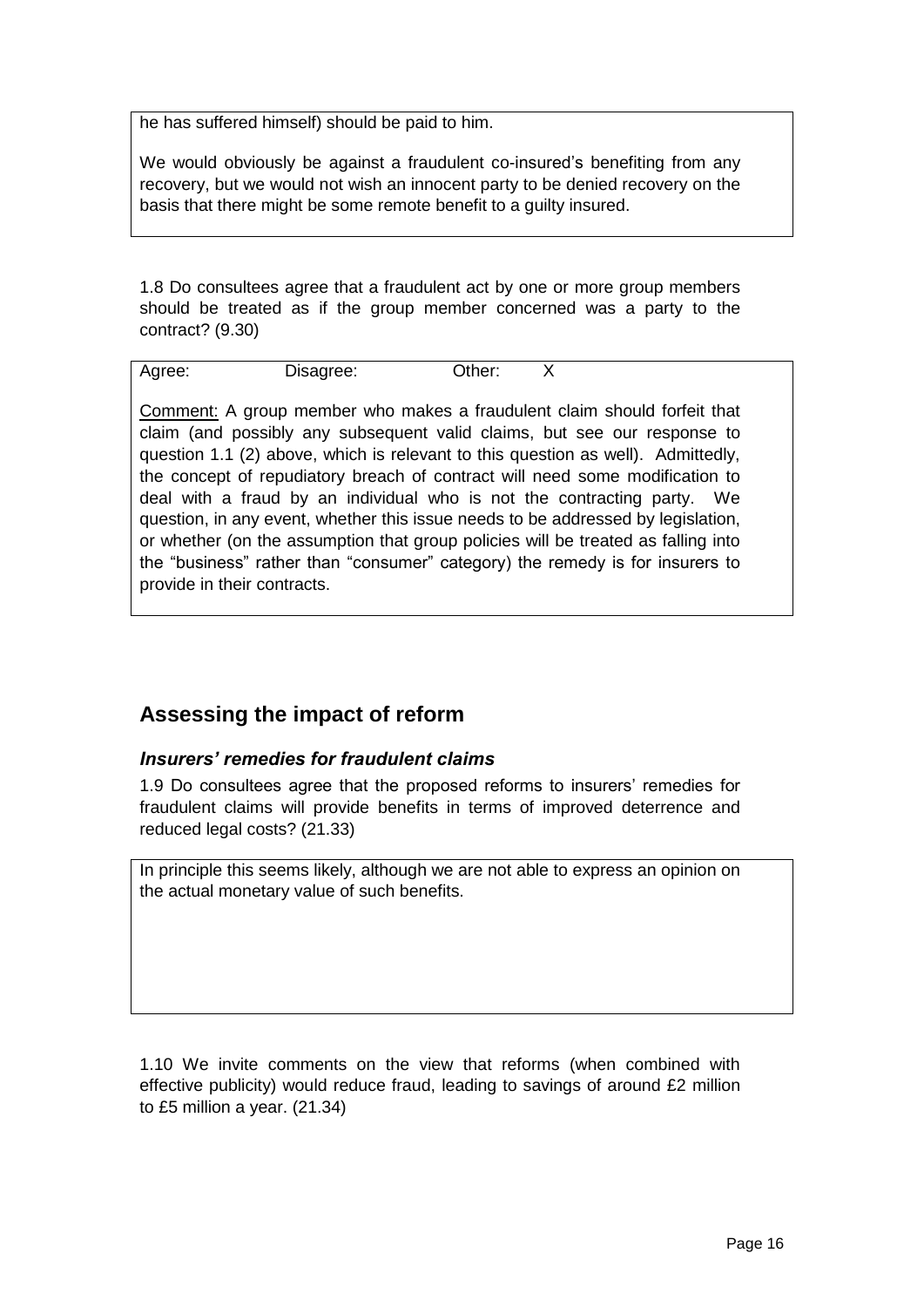he has suffered himself) should be paid to him.

We would obviously be against a fraudulent co-insured's benefiting from any recovery, but we would not wish an innocent party to be denied recovery on the basis that there might be some remote benefit to a guilty insured.

1.8 Do consultees agree that a fraudulent act by one or more group members should be treated as if the group member concerned was a party to the contract? (9.30)

Agree: Disagree: Other: X

Comment: A group member who makes a fraudulent claim should forfeit that claim (and possibly any subsequent valid claims, but see our response to question 1.1 (2) above, which is relevant to this question as well). Admittedly, the concept of repudiatory breach of contract will need some modification to deal with a fraud by an individual who is not the contracting party. We question, in any event, whether this issue needs to be addressed by legislation, or whether (on the assumption that group policies will be treated as falling into the "business" rather than "consumer" category) the remedy is for insurers to provide in their contracts.

## Assessing the impact of reform

### *Insurers' remedies for fraudulent claims*

1.9 Do consultees agree that the proposed reforms to insurers' remedies for fraudulent claims will provide benefits in terms of improved deterrence and reduced legal costs? (21.33)

In principle this seems likely, although we are not able to express an opinion on the actual monetary value of such benefits.

1.10 We invite comments on the view that reforms (when combined with effective publicity) would reduce fraud, leading to savings of around £2 million to £5 million a year. (21.34)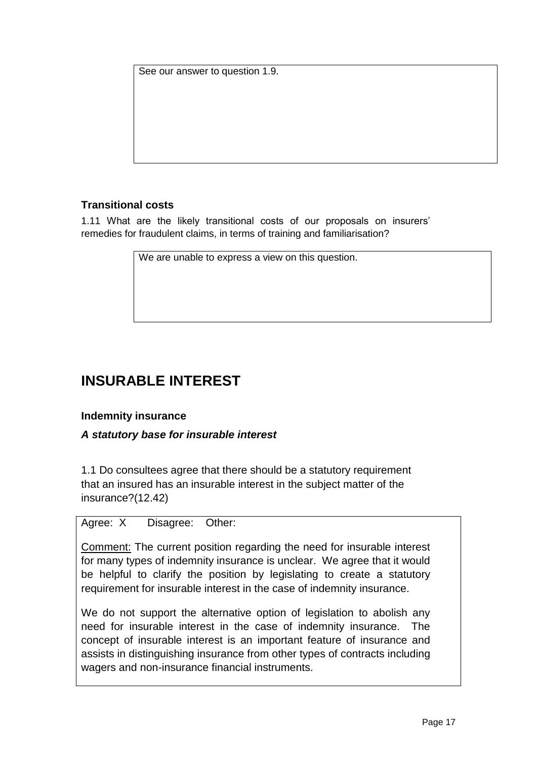See our answer to question 1.9.

### Transitional costs

1.11 What are the likely transitional costs of our proposals on insurers' remedies for fraudulent claims, in terms of training and familiarisation?

We are unable to express a view on this question.

# INSURABLE INTEREST

### Indemnity insurance

#### *A statutory base for insurable interest*

1.1 Do consultees agree that there should be a statutory requirement that an insured has an insurable interest in the subject matter of the insurance?(12.42)

Agree: X Disagree: Other:

Comment: The current position regarding the need for insurable interest for many types of indemnity insurance is unclear. We agree that it would be helpful to clarify the position by legislating to create a statutory requirement for insurable interest in the case of indemnity insurance.

We do not support the alternative option of legislation to abolish any need for insurable interest in the case of indemnity insurance. The concept of insurable interest is an important feature of insurance and assists in distinguishing insurance from other types of contracts including wagers and non-insurance financial instruments.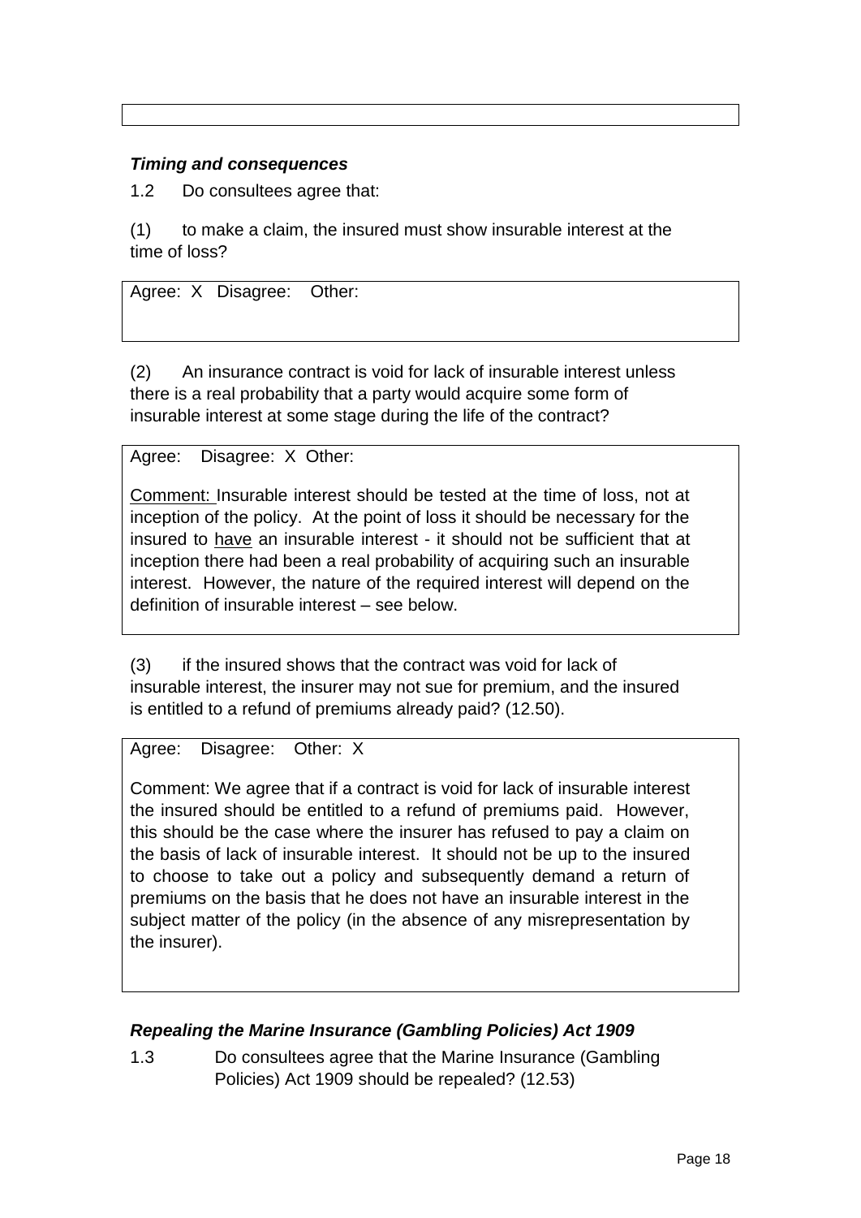***Timing and consequences***

1.2 Do consultees agree that:

(1) to make a claim, the insured must show insurable interest at the time of loss?

Agree: X Disagree: Other:

(2) An insurance contract is void for lack of insurable interest unless there is a real probability that a party would acquire some form of insurable interest at some stage during the life of the contract?

Agree: Disagree: X Other:

Comment: Insurable interest should be tested at the time of loss, not at inception of the policy. At the point of loss it should be necessary for the insured to have an insurable interest - it should not be sufficient that at inception there had been a real probability of acquiring such an insurable interest. However, the nature of the required interest will depend on the definition of insurable interest – see below.

(3) if the insured shows that the contract was void for lack of insurable interest, the insurer may not sue for premium, and the insured is entitled to a refund of premiums already paid? (12.50).

Agree: Disagree: Other: X

Comment: We agree that if a contract is void for lack of insurable interest the insured should be entitled to a refund of premiums paid. However, this should be the case where the insurer has refused to pay a claim on the basis of lack of insurable interest. It should not be up to the insured to choose to take out a policy and subsequently demand a return of premiums on the basis that he does not have an insurable interest in the subject matter of the policy (in the absence of any misrepresentation by the insurer).

***Repealing the Marine Insurance (Gambling Policies) Act 1909***

1.3 Do consultees agree that the Marine Insurance (Gambling Policies) Act 1909 should be repealed? (12.53)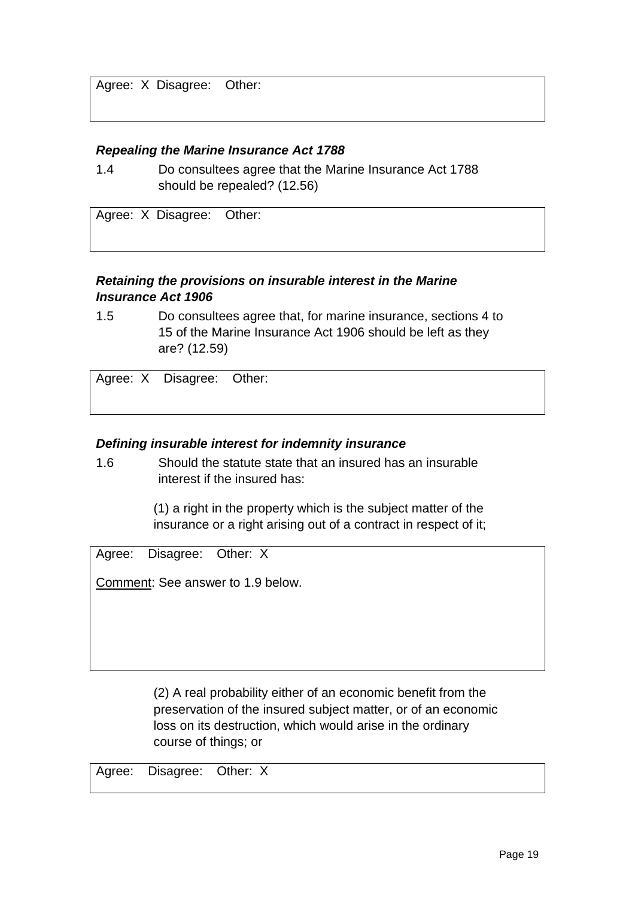Agree: X Disagree: Other:

***Repealing the Marine Insurance Act 1788***

1.4 Do consultees agree that the Marine Insurance Act 1788 should be repealed? (12.56)

Agree: X Disagree: Other:

***Retaining the provisions on insurable interest in the Marine Insurance Act 1906***

1.5 Do consultees agree that, for marine insurance, sections 4 to 15 of the Marine Insurance Act 1906 should be left as they are? (12.59)

Agree: X Disagree: Other:

***Defining insurable interest for indemnity insurance***

1.6 Should the statute state that an insured has an insurable interest if the insured has:

(1) a right in the property which is the subject matter of the insurance or a right arising out of a contract in respect of it;

Agree: Disagree: Other: X

Comment: See answer to 1.9 below.

(2) A real probability either of an economic benefit from the preservation of the insured subject matter, or of an economic loss on its destruction, which would arise in the ordinary course of things; or

Agree: Disagree: Other: X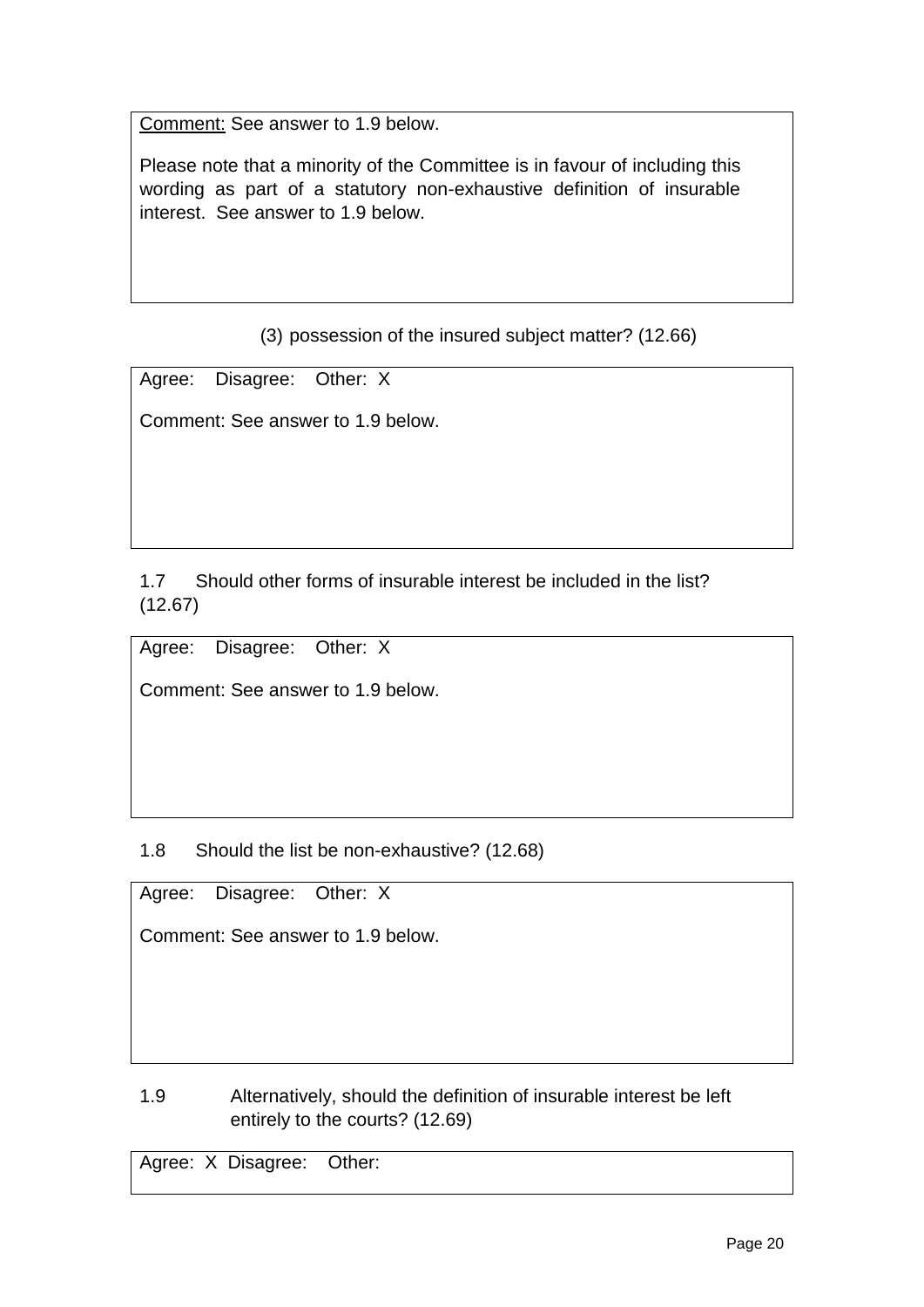Comment: See answer to 1.9 below.

Please note that a minority of the Committee is in favour of including this wording as part of a statutory non-exhaustive definition of insurable interest. See answer to 1.9 below.

(3) possession of the insured subject matter? (12.66)

Agree: Disagree: Other: X

Comment: See answer to 1.9 below.

1.7 Should other forms of insurable interest be included in the list? (12.67)

Agree: Disagree: Other: X

Comment: See answer to 1.9 below.

1.8 Should the list be non-exhaustive? (12.68)

Agree: Disagree: Other: X

Comment: See answer to 1.9 below.

1.9 Alternatively, should the definition of insurable interest be left entirely to the courts? (12.69)

Agree: X Disagree: Other: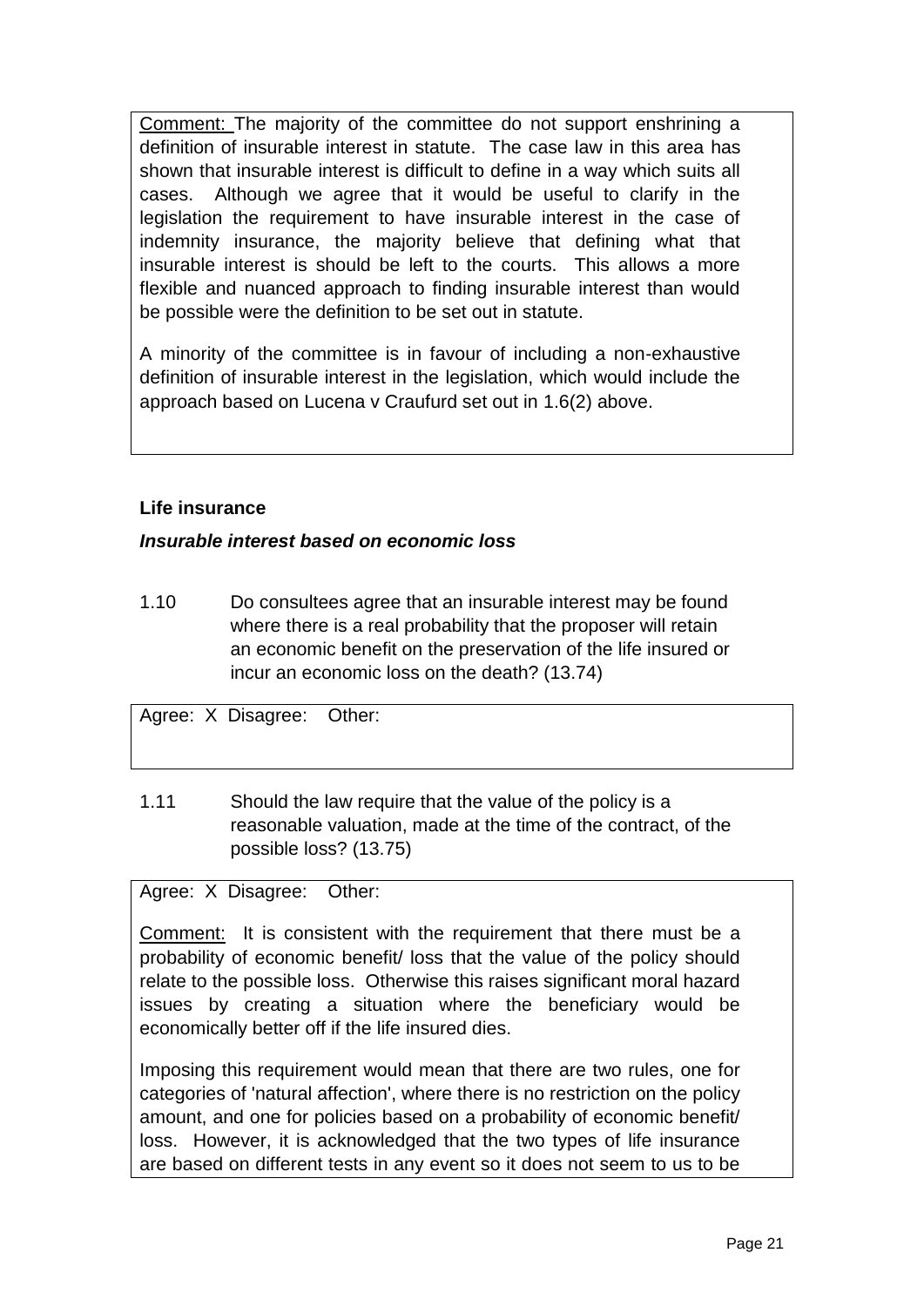Comment: The majority of the committee do not support enshrining a definition of insurable interest in statute. The case law in this area has shown that insurable interest is difficult to define in a way which suits all cases. Although we agree that it would be useful to clarify in the legislation the requirement to have insurable interest in the case of indemnity insurance, the majority believe that defining what that insurable interest is should be left to the courts. This allows a more flexible and nuanced approach to finding insurable interest than would be possible were the definition to be set out in statute.

A minority of the committee is in favour of including a non-exhaustive definition of insurable interest in the legislation, which would include the approach based on Lucena v Craufurd set out in 1.6(2) above.

**Life insurance**

***Insurable interest based on economic loss***

1.10 Do consultees agree that an insurable interest may be found where there is a real probability that the proposer will retain an economic benefit on the preservation of the life insured or incur an economic loss on the death? (13.74)

Agree: X Disagree: Other:

1.11 Should the law require that the value of the policy is a reasonable valuation, made at the time of the contract, of the possible loss? (13.75)

Agree: X Disagree: Other:

Comment: It is consistent with the requirement that there must be a probability of economic benefit/ loss that the value of the policy should relate to the possible loss. Otherwise this raises significant moral hazard issues by creating a situation where the beneficiary would be economically better off if the life insured dies.

Imposing this requirement would mean that there are two rules, one for categories of 'natural affection', where there is no restriction on the policy amount, and one for policies based on a probability of economic benefit/ loss. However, it is acknowledged that the two types of life insurance are based on different tests in any event so it does not seem to us to be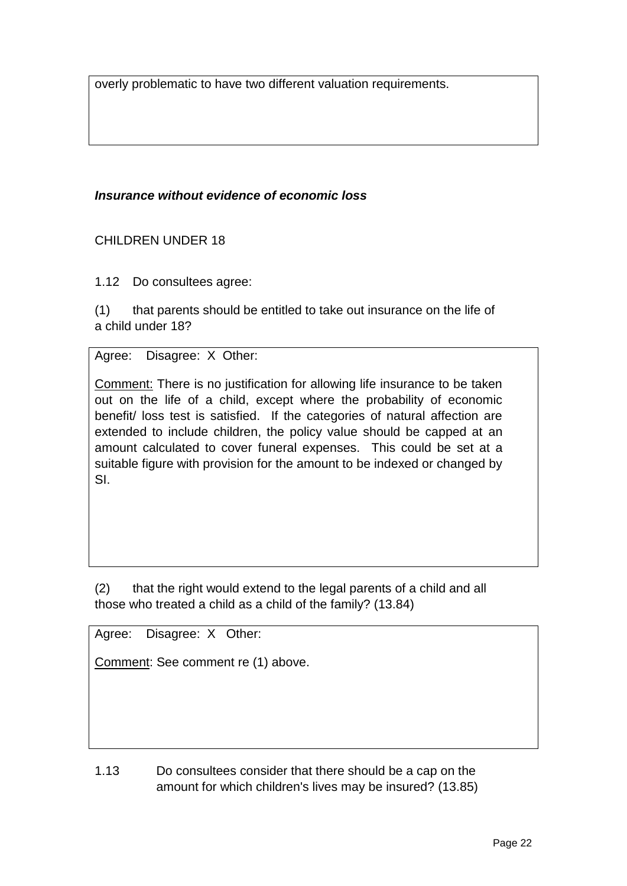overly problematic to have two different valuation requirements.

***Insurance without evidence of economic loss***

CHILDREN UNDER 18

1.12 Do consultees agree:

(1) that parents should be entitled to take out insurance on the life of a child under 18?

Agree: Disagree: X Other:

Comment: There is no justification for allowing life insurance to be taken out on the life of a child, except where the probability of economic benefit/ loss test is satisfied. If the categories of natural affection are extended to include children, the policy value should be capped at an amount calculated to cover funeral expenses. This could be set at a suitable figure with provision for the amount to be indexed or changed by SI.

(2) that the right would extend to the legal parents of a child and all those who treated a child as a child of the family? (13.84)

Agree: Disagree: X Other:

Comment: See comment re (1) above.

1.13 Do consultees consider that there should be a cap on the amount for which children's lives may be insured? (13.85)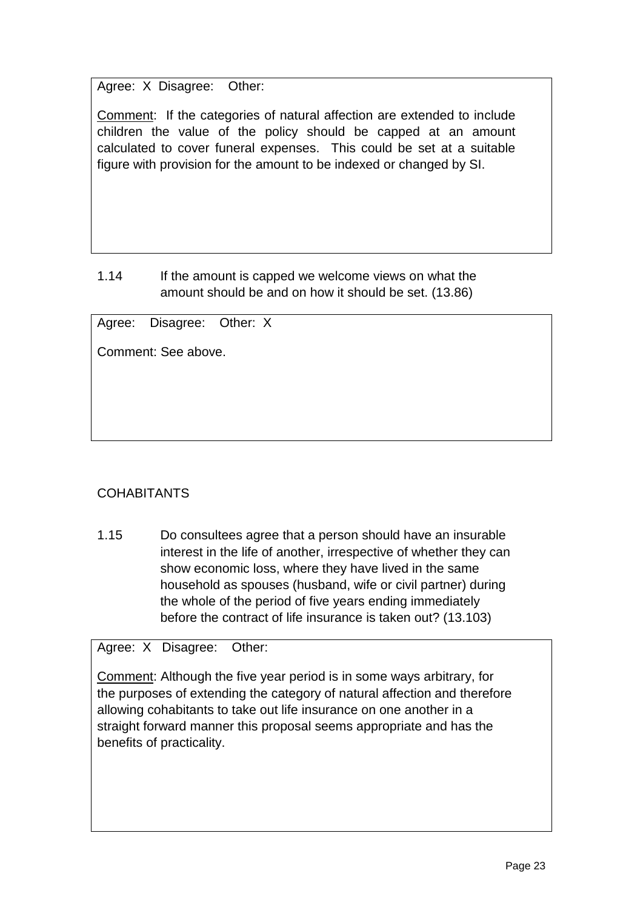Agree: X Disagree: Other:

Comment: If the categories of natural affection are extended to include children the value of the policy should be capped at an amount calculated to cover funeral expenses. This could be set at a suitable figure with provision for the amount to be indexed or changed by SI.

1.14 If the amount is capped we welcome views on what the amount should be and on how it should be set. (13.86)

Agree: Disagree: Other: X

Comment: See above.

COHABITANTS

1.15 Do consultees agree that a person should have an insurable interest in the life of another, irrespective of whether they can show economic loss, where they have lived in the same household as spouses (husband, wife or civil partner) during the whole of the period of five years ending immediately before the contract of life insurance is taken out? (13.103)

Agree: X Disagree: Other:

Comment: Although the five year period is in some ways arbitrary, for the purposes of extending the category of natural affection and therefore allowing cohabitants to take out life insurance on one another in a straight forward manner this proposal seems appropriate and has the benefits of practicality.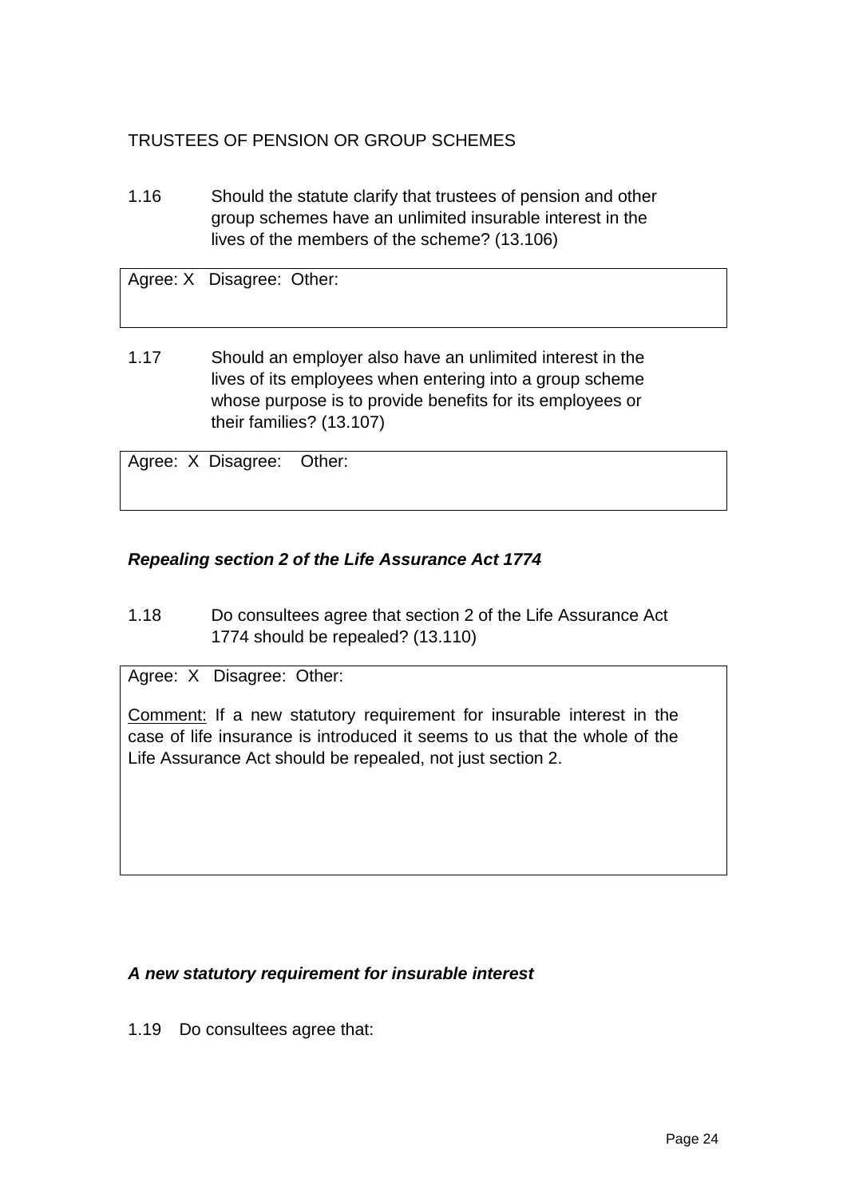TRUSTEES OF PENSION OR GROUP SCHEMES

1.16 Should the statute clarify that trustees of pension and other group schemes have an unlimited insurable interest in the lives of the members of the scheme? (13.106)

Agree: X Disagree: Other:

1.17 Should an employer also have an unlimited interest in the lives of its employees when entering into a group scheme whose purpose is to provide benefits for its employees or their families? (13.107)

Agree: X Disagree: Other:

***Repealing section 2 of the Life Assurance Act 1774***

1.18 Do consultees agree that section 2 of the Life Assurance Act 1774 should be repealed? (13.110)

Agree: X Disagree: Other:

Comment: If a new statutory requirement for insurable interest in the case of life insurance is introduced it seems to us that the whole of the Life Assurance Act should be repealed, not just section 2.

***A new statutory requirement for insurable interest***

1.19 Do consultees agree that: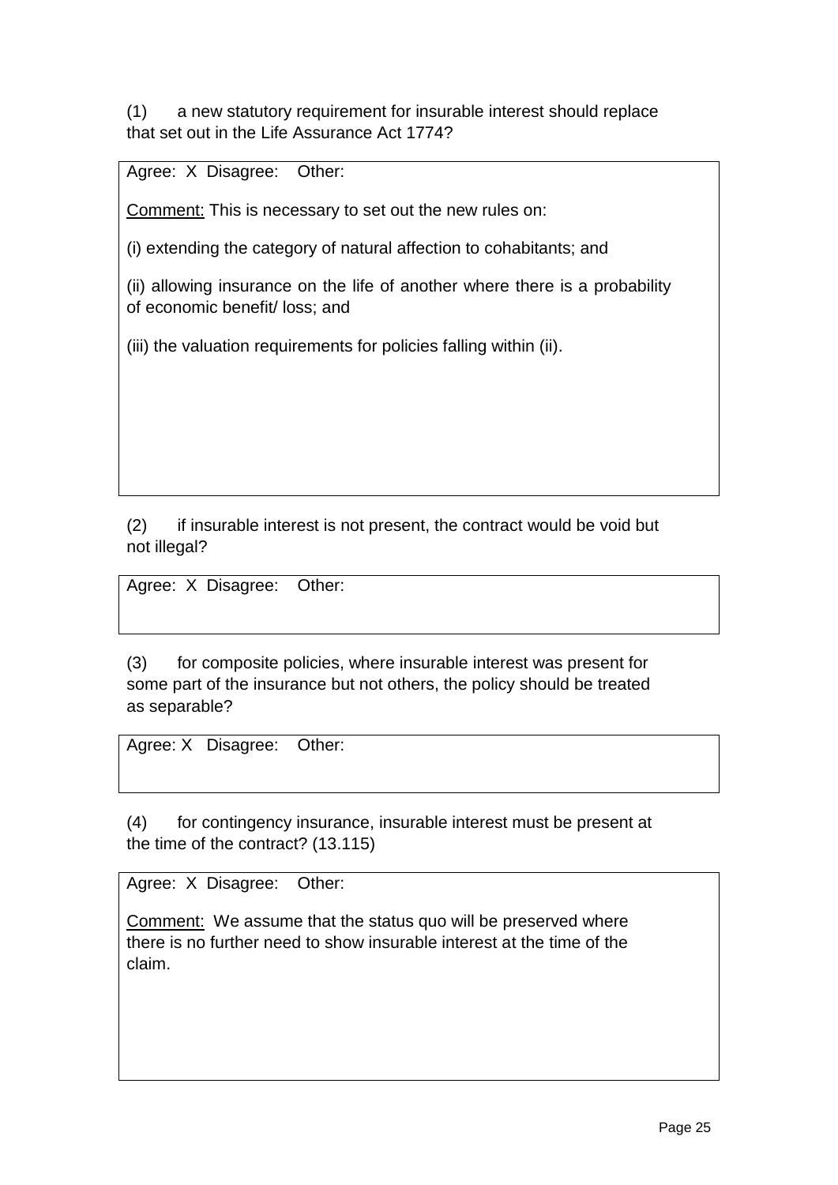(1) a new statutory requirement for insurable interest should replace that set out in the Life Assurance Act 1774?

Agree: X Disagree: Other:

Comment: This is necessary to set out the new rules on:

(i) extending the category of natural affection to cohabitants; and

(ii) allowing insurance on the life of another where there is a probability of economic benefit/ loss; and

(iii) the valuation requirements for policies falling within (ii).

(2) if insurable interest is not present, the contract would be void but not illegal?

Agree: X Disagree: Other:

(3) for composite policies, where insurable interest was present for some part of the insurance but not others, the policy should be treated as separable?

Agree: X Disagree: Other:

(4) for contingency insurance, insurable interest must be present at the time of the contract? (13.115)

Agree: X Disagree: Other:

Comment: We assume that the status quo will be preserved where there is no further need to show insurable interest at the time of the claim.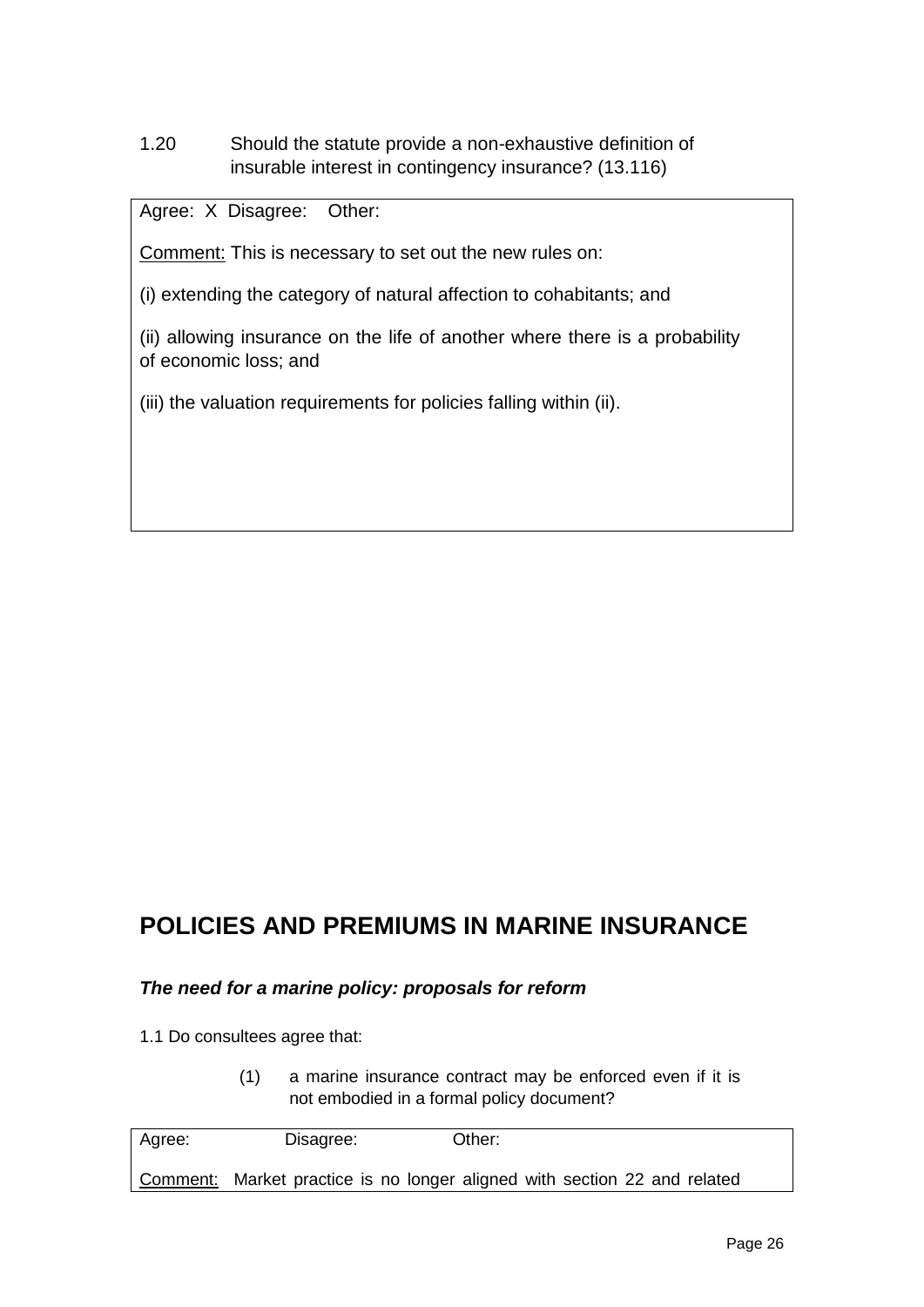1.20 Should the statute provide a non-exhaustive definition of insurable interest in contingency insurance? (13.116)

Agree: X Disagree: Other:

Comment: This is necessary to set out the new rules on:

(i) extending the category of natural affection to cohabitants; and

(ii) allowing insurance on the life of another where there is a probability of economic loss; and

(iii) the valuation requirements for policies falling within (ii).

## POLICIES AND PREMIUMS IN MARINE INSURANCE

### *The need for a marine policy: proposals for reform*

1.1 Do consultees agree that:

(1) a marine insurance contract may be enforced even if it is not embodied in a formal policy document?

Agree: Disagree: Other:

Comment: Market practice is no longer aligned with section 22 and related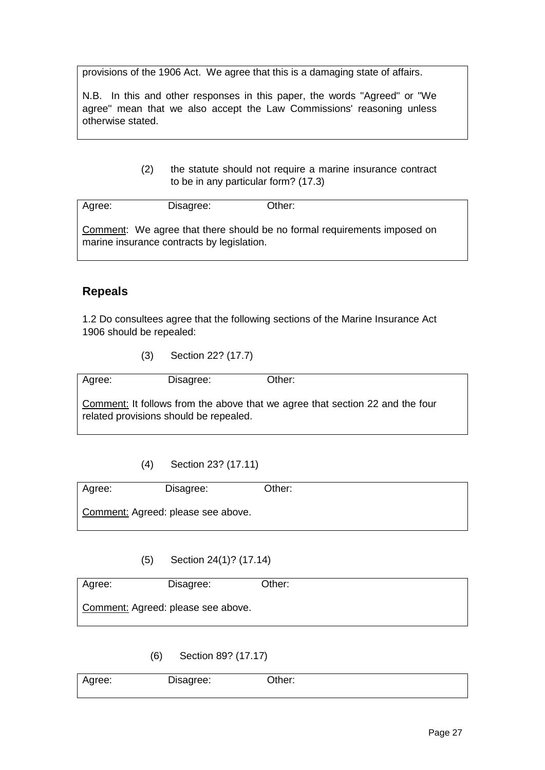provisions of the 1906 Act. We agree that this is a damaging state of affairs.

N.B. In this and other responses in this paper, the words "Agreed" or "We agree" mean that we also accept the Law Commissions' reasoning unless otherwise stated.

(2) the statute should not require a marine insurance contract to be in any particular form? (17.3)

Agree: Disagree: Other:

Comment: We agree that there should be no formal requirements imposed on marine insurance contracts by legislation.

## Repeals

1.2 Do consultees agree that the following sections of the Marine Insurance Act 1906 should be repealed:

(3) Section 22? (17.7)

Agree: Disagree: Other:

Comment: It follows from the above that we agree that section 22 and the four related provisions should be repealed.

(4) Section 23? (17.11)

Agree: Disagree: Other:

Comment: Agreed: please see above.

(5) Section 24(1)? (17.14)

Agree: Disagree: Other:

Comment: Agreed: please see above.

(6) Section 89? (17.17)

Agree: Disagree: Other: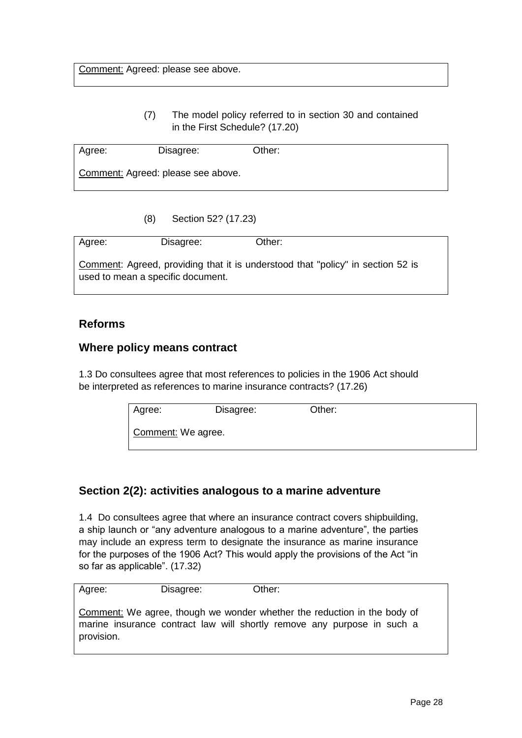Comment: Agreed: please see above.

(7) The model policy referred to in section 30 and contained in the First Schedule? (17.20)

| Agree: | Disagree: | Other: |
|---|---|---|
| Comment: Agreed: please see above. | | |

(8) Section 52? (17.23)

| Agree: | Disagree: | Other: |
|---|---|---|
| Comment: Agreed, providing that it is understood that "policy" in section 52 is used to mean a specific document. | | |

## Reforms

## Where policy means contract

1.3 Do consultees agree that most references to policies in the 1906 Act should be interpreted as references to marine insurance contracts? (17.26)

| Agree: | Disagree: | Other: |
|---|---|---|
| Comment: We agree. | | |

## Section 2(2): activities analogous to a marine adventure

1.4 Do consultees agree that where an insurance contract covers shipbuilding, a ship launch or "any adventure analogous to a marine adventure", the parties may include an express term to designate the insurance as marine insurance for the purposes of the 1906 Act? This would apply the provisions of the Act "in so far as applicable". (17.32)

| Agree: | Disagree: | Other: |
|---|---|---|
| Comment: We agree, though we wonder whether the reduction in the body of marine insurance contract law will shortly remove any purpose in such a provision. | | |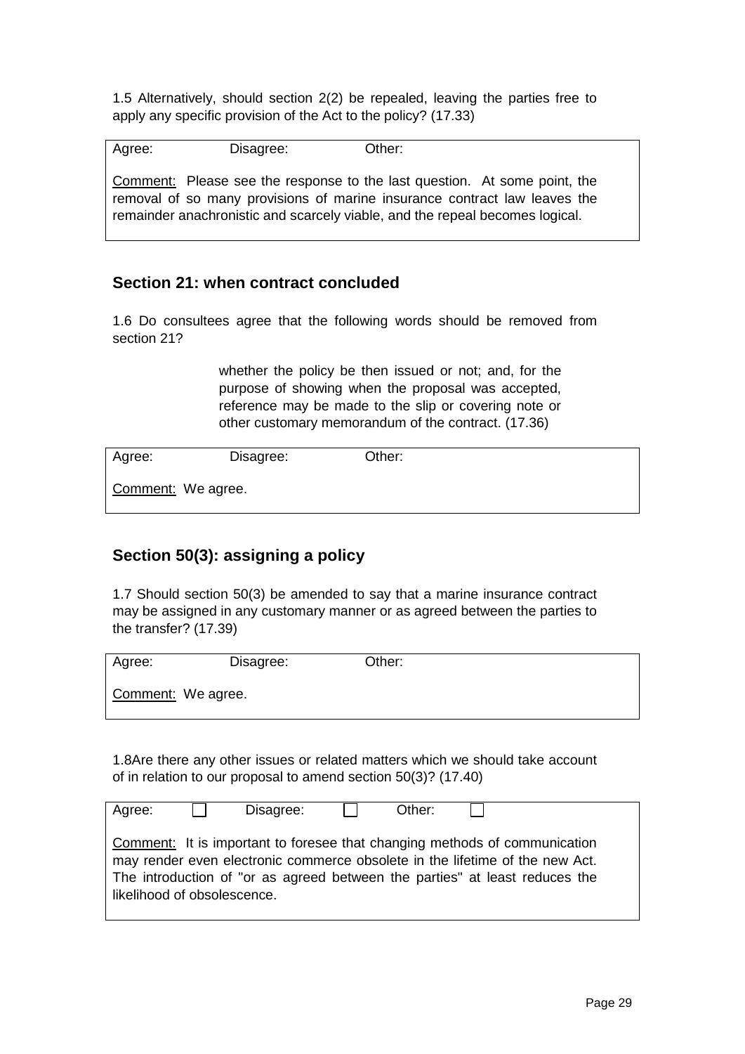1.5 Alternatively, should section 2(2) be repealed, leaving the parties free to apply any specific provision of the Act to the policy? (17.33)

Agree: Disagree: Other:

Comment: Please see the response to the last question. At some point, the removal of so many provisions of marine insurance contract law leaves the remainder anachronistic and scarcely viable, and the repeal becomes logical.

## Section 21: when contract concluded

1.6 Do consultees agree that the following words should be removed from section 21?

> whether the policy be then issued or not; and, for the purpose of showing when the proposal was accepted, reference may be made to the slip or covering note or other customary memorandum of the contract. (17.36)

Agree: Disagree: Other:

Comment: We agree.

## Section 50(3): assigning a policy

1.7 Should section 50(3) be amended to say that a marine insurance contract may be assigned in any customary manner or as agreed between the parties to the transfer? (17.39)

Agree: Disagree: Other:

Comment: We agree.

1.8Are there any other issues or related matters which we should take account of in relation to our proposal to amend section 50(3)? (17.40)

Agree: ☐ Disagree: ☐ Other: ☐

Comment: It is important to foresee that changing methods of communication may render even electronic commerce obsolete in the lifetime of the new Act. The introduction of "or as agreed between the parties" at least reduces the likelihood of obsolescence.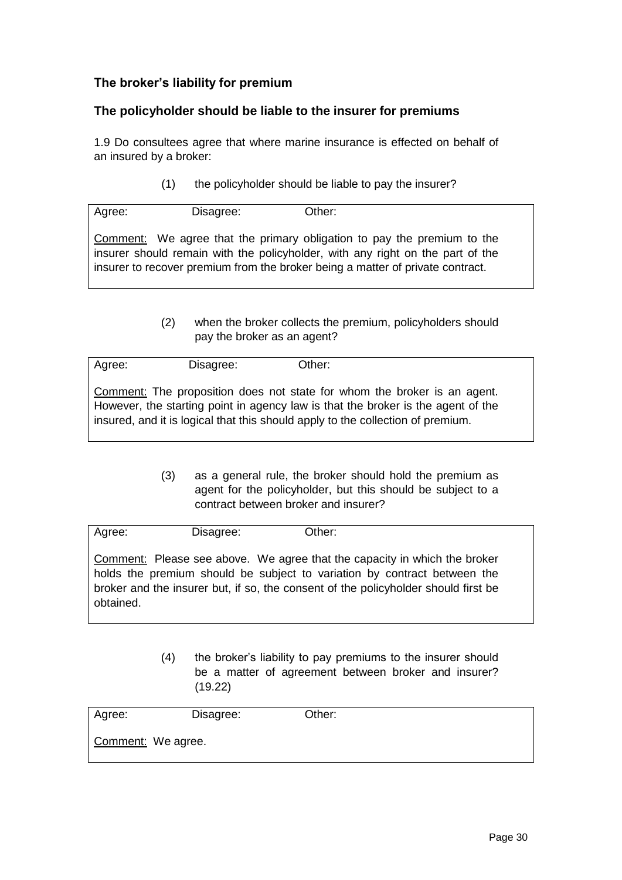### The broker's liability for premium

### The policyholder should be liable to the insurer for premiums

1.9 Do consultees agree that where marine insurance is effected on behalf of an insured by a broker:

(1) the policyholder should be liable to pay the insurer?

Agree: Disagree: Other:

Comment: We agree that the primary obligation to pay the premium to the insurer should remain with the policyholder, with any right on the part of the insurer to recover premium from the broker being a matter of private contract.

(2) when the broker collects the premium, policyholders should pay the broker as an agent?

Agree: Disagree: Other:

Comment: The proposition does not state for whom the broker is an agent. However, the starting point in agency law is that the broker is the agent of the insured, and it is logical that this should apply to the collection of premium.

(3) as a general rule, the broker should hold the premium as agent for the policyholder, but this should be subject to a contract between broker and insurer?

Agree: Disagree: Other:

Comment: Please see above. We agree that the capacity in which the broker holds the premium should be subject to variation by contract between the broker and the insurer but, if so, the consent of the policyholder should first be obtained.

(4) the broker's liability to pay premiums to the insurer should be a matter of agreement between broker and insurer? (19.22)

Agree: Disagree: Other:

Comment: We agree.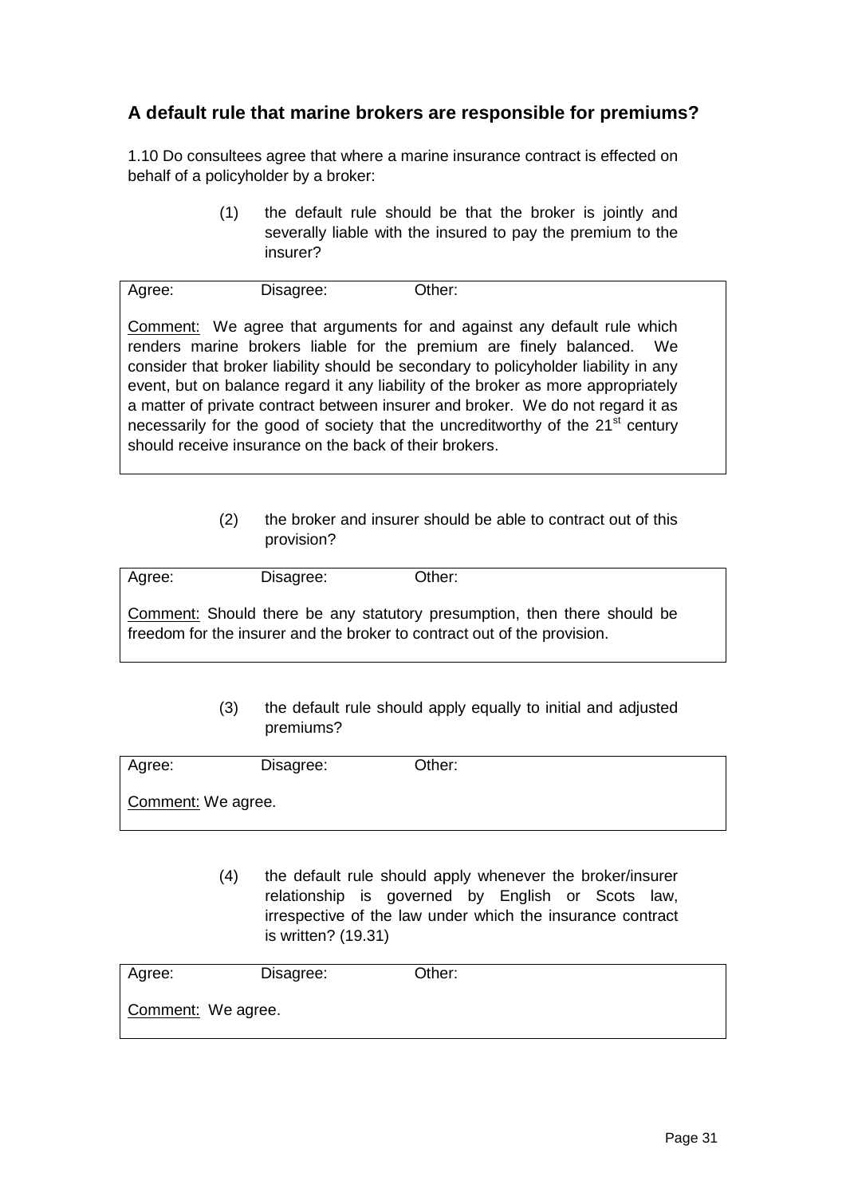## A default rule that marine brokers are responsible for premiums?

1.10 Do consultees agree that where a marine insurance contract is effected on behalf of a policyholder by a broker:

(1) the default rule should be that the broker is jointly and severally liable with the insured to pay the premium to the insurer?

Agree: Disagree: Other:

Comment: We agree that arguments for and against any default rule which renders marine brokers liable for the premium are finely balanced. We consider that broker liability should be secondary to policyholder liability in any event, but on balance regard it any liability of the broker as more appropriately a matter of private contract between insurer and broker. We do not regard it as necessarily for the good of society that the uncreditworthy of the 21st century should receive insurance on the back of their brokers.

(2) the broker and insurer should be able to contract out of this provision?

Agree: Disagree: Other:

Comment: Should there be any statutory presumption, then there should be freedom for the insurer and the broker to contract out of the provision.

(3) the default rule should apply equally to initial and adjusted premiums?

Agree: Disagree: Other:

Comment: We agree.

(4) the default rule should apply whenever the broker/insurer relationship is governed by English or Scots law, irrespective of the law under which the insurance contract is written? (19.31)

Agree: Disagree: Other:

Comment: We agree.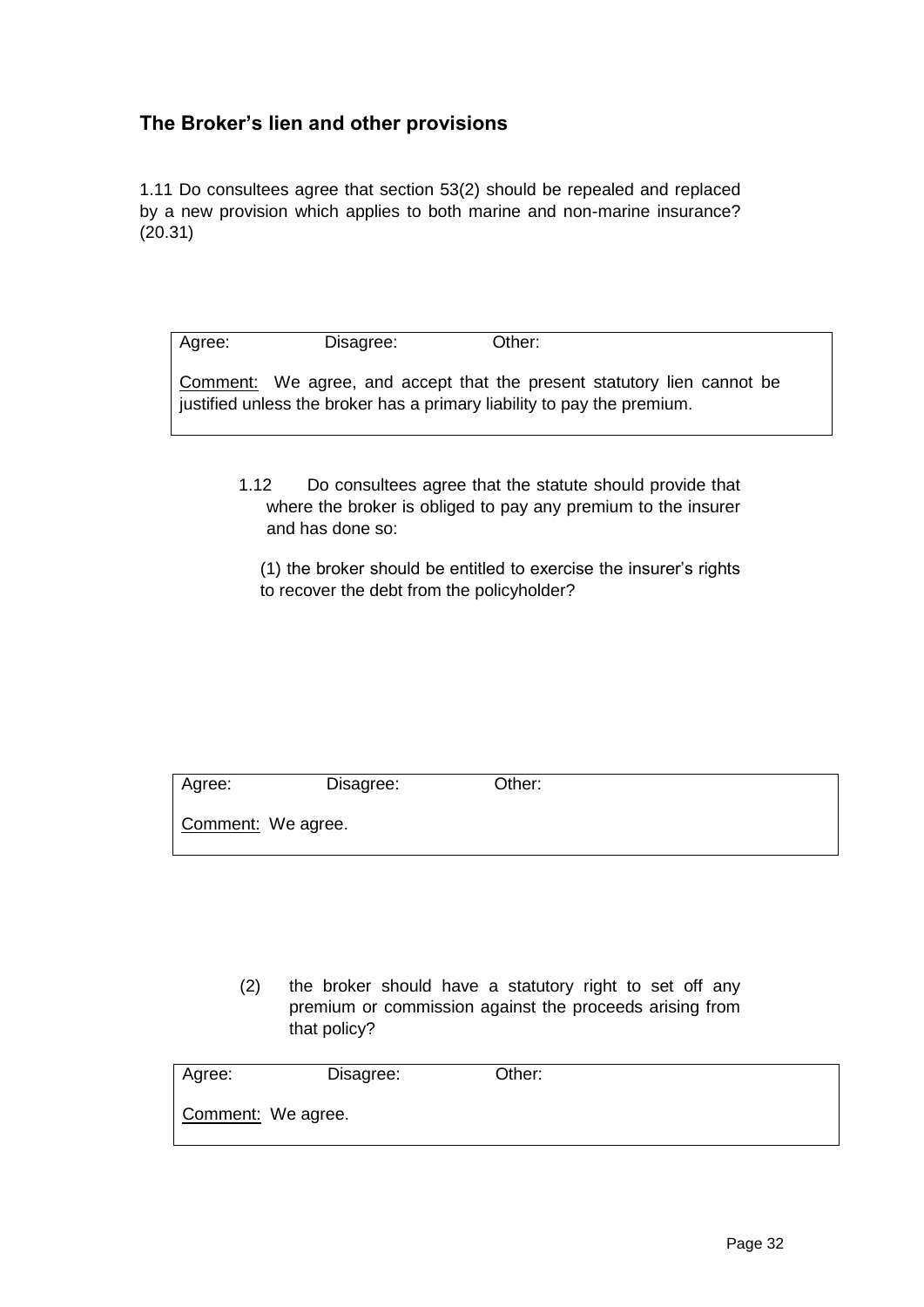## The Broker's lien and other provisions

1.11 Do consultees agree that section 53(2) should be repealed and replaced by a new provision which applies to both marine and non-marine insurance? (20.31)

| Agree: | Disagree: | Other: |
|---|---|---|

Comment: We agree, and accept that the present statutory lien cannot be justified unless the broker has a primary liability to pay the premium.

1.12 Do consultees agree that the statute should provide that where the broker is obliged to pay any premium to the insurer and has done so:

(1) the broker should be entitled to exercise the insurer's rights to recover the debt from the policyholder?

| Agree: | Disagree: | Other: |
|---|---|---|

Comment: We agree.

(2) the broker should have a statutory right to set off any premium or commission against the proceeds arising from that policy?

| Agree: | Disagree: | Other: |
|---|---|---|

Comment: We agree.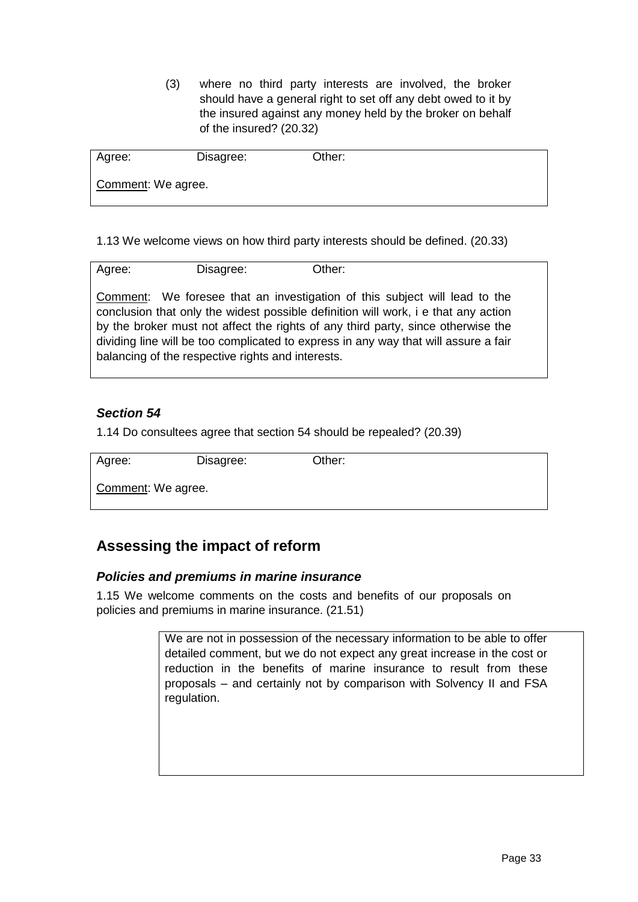(3) where no third party interests are involved, the broker should have a general right to set off any debt owed to it by the insured against any money held by the broker on behalf of the insured? (20.32)

| Agree: | Disagree: | Other: |
| --- | --- | --- |
| Comment: We agree. | | |

1.13 We welcome views on how third party interests should be defined. (20.33)

| Agree: | Disagree: | Other: |
| --- | --- | --- |
| Comment: We foresee that an investigation of this subject will lead to the conclusion that only the widest possible definition will work, i e that any action by the broker must not affect the rights of any third party, since otherwise the dividing line will be too complicated to express in any way that will assure a fair balancing of the respective rights and interests. | | |

### *Section 54*

1.14 Do consultees agree that section 54 should be repealed? (20.39)

| Agree: | Disagree: | Other: |
| --- | --- | --- |
| Comment: We agree. | | |

## Assessing the impact of reform

### *Policies and premiums in marine insurance*

1.15 We welcome comments on the costs and benefits of our proposals on policies and premiums in marine insurance. (21.51)

We are not in possession of the necessary information to be able to offer detailed comment, but we do not expect any great increase in the cost or reduction in the benefits of marine insurance to result from these proposals – and certainly not by comparison with Solvency II and FSA regulation.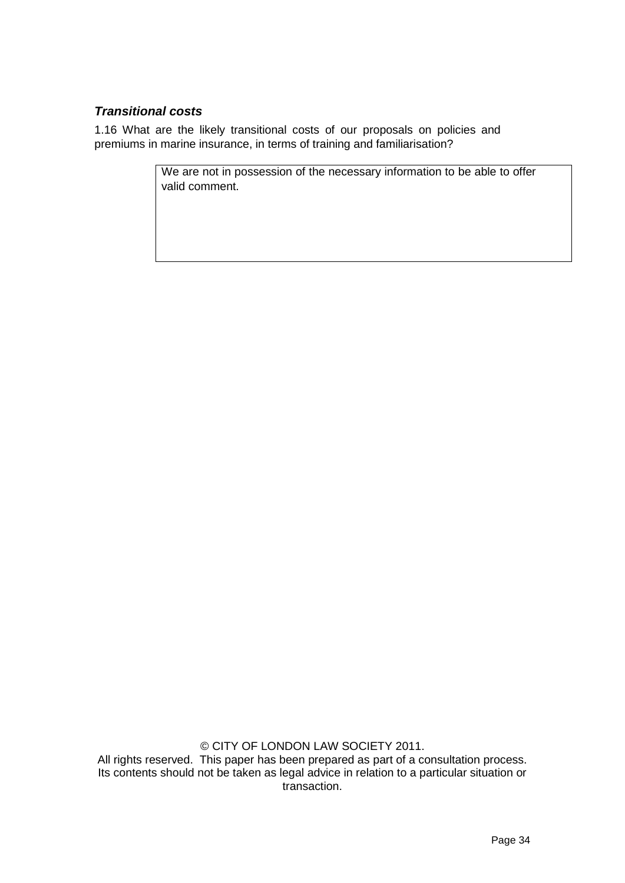***Transitional costs***

1.16 What are the likely transitional costs of our proposals on policies and premiums in marine insurance, in terms of training and familiarisation?

| We are not in possession of the necessary information to be able to offer valid comment. |
|---|

© CITY OF LONDON LAW SOCIETY 2011.
All rights reserved. This paper has been prepared as part of a consultation process. Its contents should not be taken as legal advice in relation to a particular situation or transaction.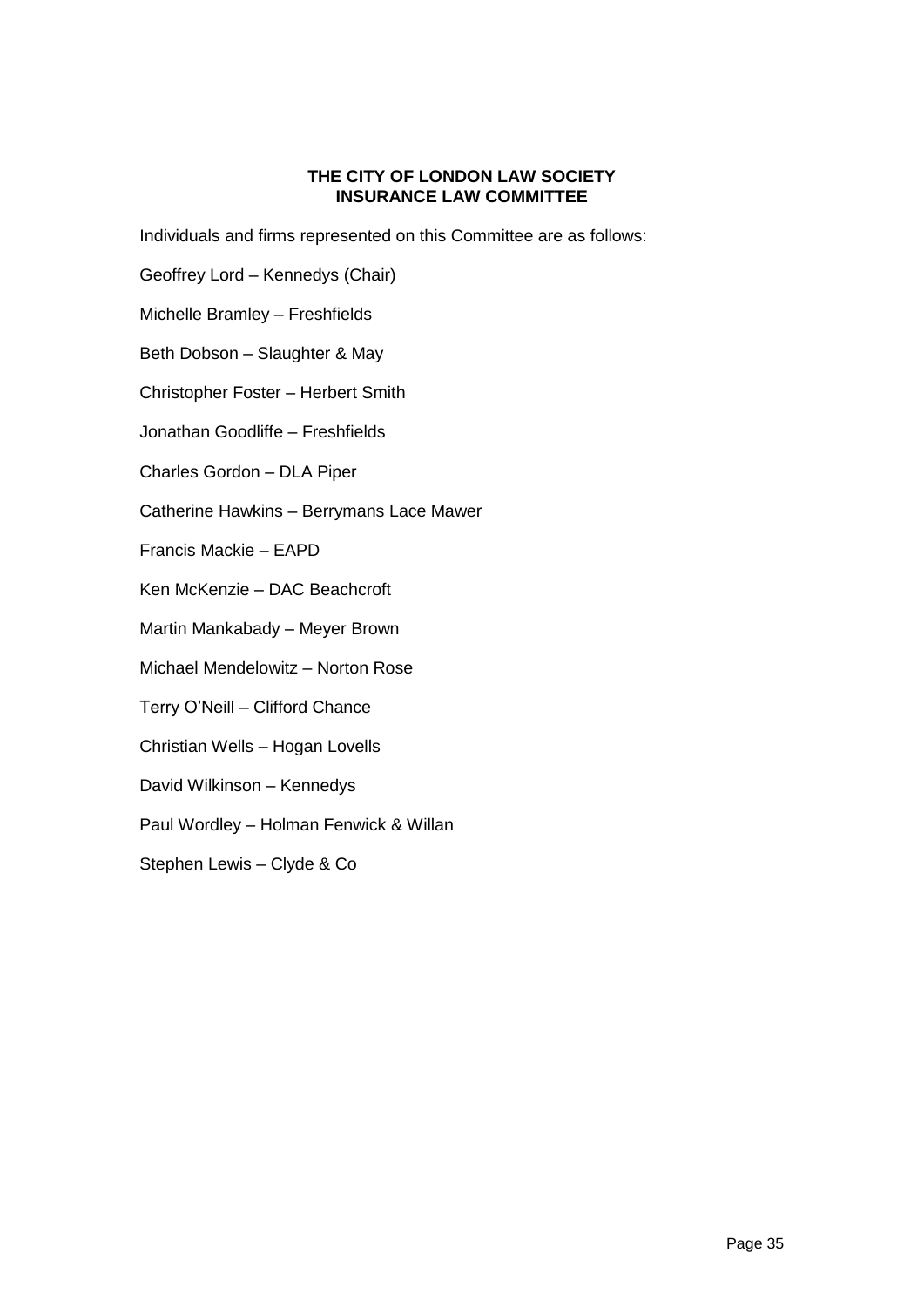**THE CITY OF LONDON LAW SOCIETY**
**INSURANCE LAW COMMITTEE**

Individuals and firms represented on this Committee are as follows:

Geoffrey Lord – Kennedys (Chair)

Michelle Bramley – Freshfields

Beth Dobson – Slaughter & May

Christopher Foster – Herbert Smith

Jonathan Goodliffe – Freshfields

Charles Gordon – DLA Piper

Catherine Hawkins – Berrymans Lace Mawer

Francis Mackie – EAPD

Ken McKenzie – DAC Beachcroft

Martin Mankabady – Meyer Brown

Michael Mendelowitz – Norton Rose

Terry O'Neill – Clifford Chance

Christian Wells – Hogan Lovells

David Wilkinson – Kennedys

Paul Wordley – Holman Fenwick & Willan

Stephen Lewis – Clyde & Co